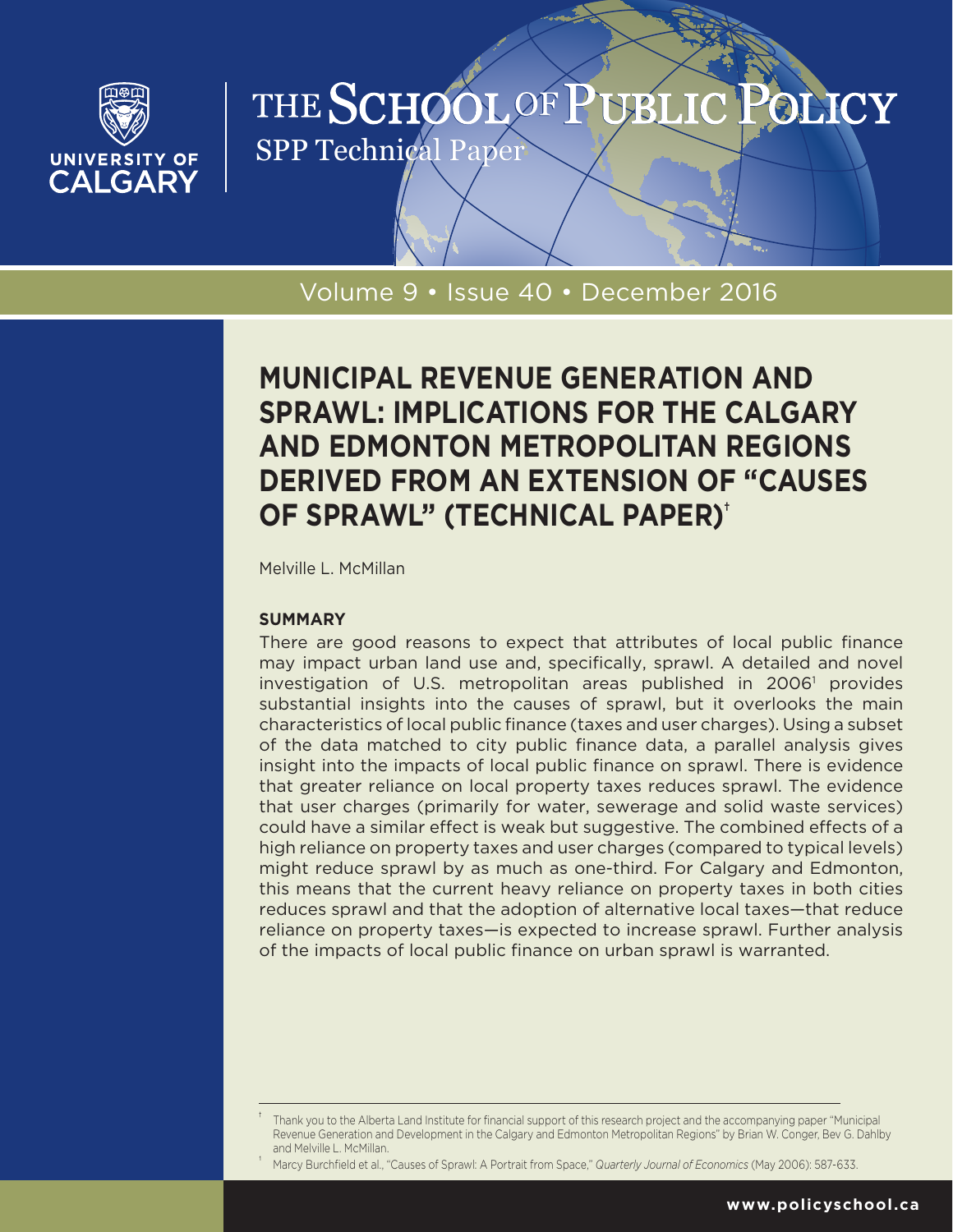THE SCHOOL OF PUBLIC POLICY

SPP Technical Paper

Volume 9 • Issue 40 • December 2016

# MUNICIPAL REVENUE GENERATION AND SPRAWL: IMPLICATIONS FOR THE CALGARY AND EDMONTON METROPOLITAN REGIONS DERIVED FROM AN EXTENSION OF "CAUSES OF SPRAWL" (TECHNICAL PAPER)[†]

Melville L. McMillan

## SUMMARY

There are good reasons to expect that attributes of local public finance may impact urban land use and, specifically, sprawl. A detailed and novel investigation of U.S. metropolitan areas published in 2006[1] provides substantial insights into the causes of sprawl, but it overlooks the main characteristics of local public finance (taxes and user charges). Using a subset of the data matched to city public finance data, a parallel analysis gives insight into the impacts of local public finance on sprawl. There is evidence that greater reliance on local property taxes reduces sprawl. The evidence that user charges (primarily for water, sewerage and solid waste services) could have a similar effect is weak but suggestive. The combined effects of a high reliance on property taxes and user charges (compared to typical levels) might reduce sprawl by as much as one-third. For Calgary and Edmonton, this means that the current heavy reliance on property taxes in both cities reduces sprawl and that the adoption of alternative local taxes—that reduce reliance on property taxes—is expected to increase sprawl. Further analysis of the impacts of local public finance on urban sprawl is warranted.

[†] Thank you to the Alberta Land Institute for financial support of this research project and the accompanying paper "Municipal Revenue Generation and Development in the Calgary and Edmonton Metropolitan Regions" by Brian W. Conger, Bev G. Dahlby and Melville L. McMillan.

[1] Marcy Burchfield et al., "Causes of Sprawl: A Portrait from Space," *Quarterly Journal of Economics* (May 2006): 587-633.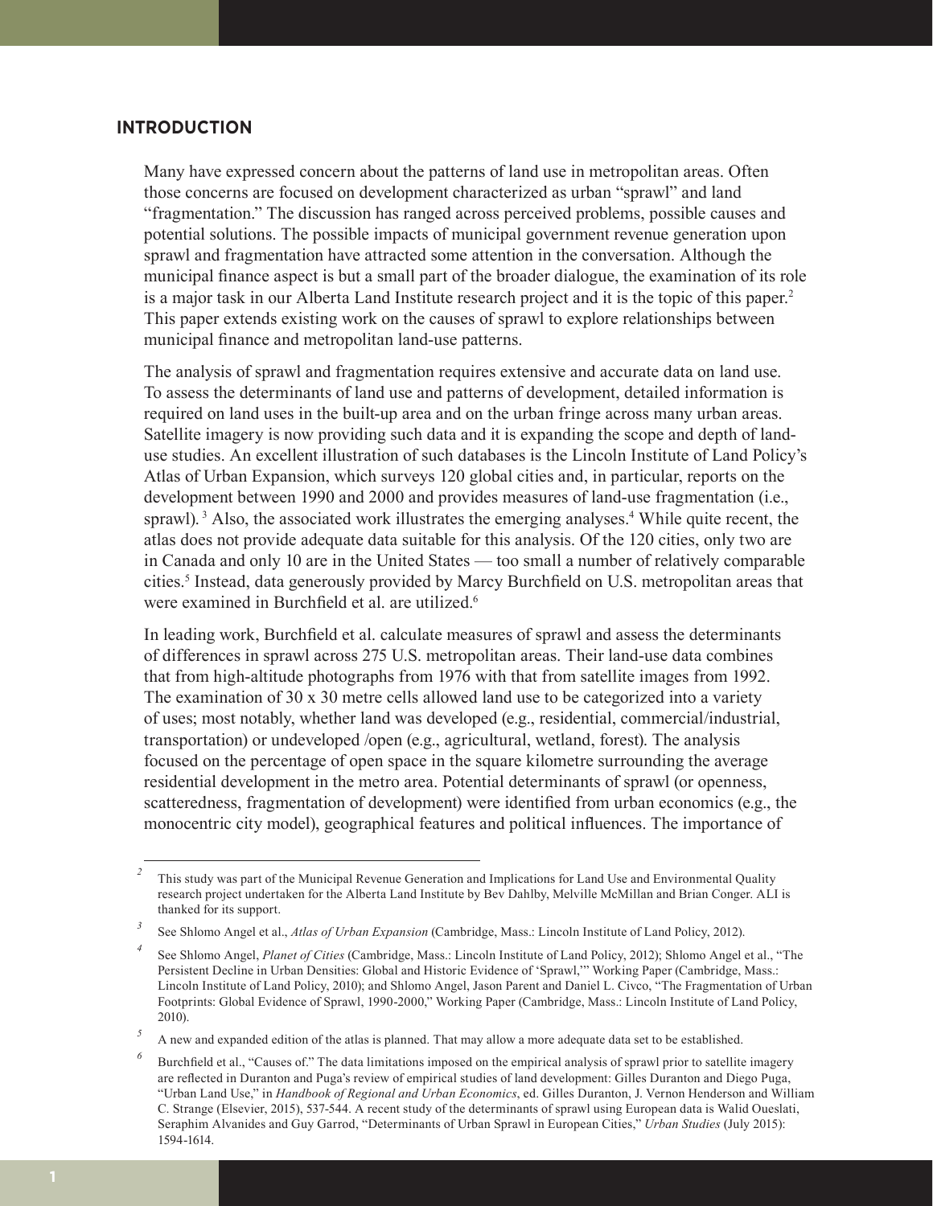## INTRODUCTION

Many have expressed concern about the patterns of land use in metropolitan areas. Often those concerns are focused on development characterized as urban "sprawl" and land "fragmentation." The discussion has ranged across perceived problems, possible causes and potential solutions. The possible impacts of municipal government revenue generation upon sprawl and fragmentation have attracted some attention in the conversation. Although the municipal finance aspect is but a small part of the broader dialogue, the examination of its role is a major task in our Alberta Land Institute research project and it is the topic of this paper.[2] This paper extends existing work on the causes of sprawl to explore relationships between municipal finance and metropolitan land-use patterns.

The analysis of sprawl and fragmentation requires extensive and accurate data on land use. To assess the determinants of land use and patterns of development, detailed information is required on land uses in the built-up area and on the urban fringe across many urban areas. Satellite imagery is now providing such data and it is expanding the scope and depth of land-use studies. An excellent illustration of such databases is the Lincoln Institute of Land Policy's Atlas of Urban Expansion, which surveys 120 global cities and, in particular, reports on the development between 1990 and 2000 and provides measures of land-use fragmentation (i.e., sprawl).[3] Also, the associated work illustrates the emerging analyses.[4] While quite recent, the atlas does not provide adequate data suitable for this analysis. Of the 120 cities, only two are in Canada and only 10 are in the United States — too small a number of relatively comparable cities.[5] Instead, data generously provided by Marcy Burchfield on U.S. metropolitan areas that were examined in Burchfield et al. are utilized.[6]

In leading work, Burchfield et al. calculate measures of sprawl and assess the determinants of differences in sprawl across 275 U.S. metropolitan areas. Their land-use data combines that from high-altitude photographs from 1976 with that from satellite images from 1992. The examination of 30 x 30 metre cells allowed land use to be categorized into a variety of uses; most notably, whether land was developed (e.g., residential, commercial/industrial, transportation) or undeveloped /open (e.g., agricultural, wetland, forest). The analysis focused on the percentage of open space in the square kilometre surrounding the average residential development in the metro area. Potential determinants of sprawl (or openness, scatteredness, fragmentation of development) were identified from urban economics (e.g., the monocentric city model), geographical features and political influences. The importance of

---

[2] This study was part of the Municipal Revenue Generation and Implications for Land Use and Environmental Quality research project undertaken for the Alberta Land Institute by Bev Dahlby, Melville McMillan and Brian Conger. ALI is thanked for its support.

[3] See Shlomo Angel et al., *Atlas of Urban Expansion* (Cambridge, Mass.: Lincoln Institute of Land Policy, 2012).

[4] See Shlomo Angel, *Planet of Cities* (Cambridge, Mass.: Lincoln Institute of Land Policy, 2012); Shlomo Angel et al., "The Persistent Decline in Urban Densities: Global and Historic Evidence of 'Sprawl,'" Working Paper (Cambridge, Mass.: Lincoln Institute of Land Policy, 2010); and Shlomo Angel, Jason Parent and Daniel L. Civco, "The Fragmentation of Urban Footprints: Global Evidence of Sprawl, 1990-2000," Working Paper (Cambridge, Mass.: Lincoln Institute of Land Policy, 2010).

[5] A new and expanded edition of the atlas is planned. That may allow a more adequate data set to be established.

[6] Burchfield et al., "Causes of." The data limitations imposed on the empirical analysis of sprawl prior to satellite imagery are reflected in Duranton and Puga's review of empirical studies of land development: Gilles Duranton and Diego Puga, "Urban Land Use," in *Handbook of Regional and Urban Economics*, ed. Gilles Duranton, J. Vernon Henderson and William C. Strange (Elsevier, 2015), 537-544. A recent study of the determinants of sprawl using European data is Walid Oueslati, Seraphim Alvanides and Guy Garrod, "Determinants of Urban Sprawl in European Cities," *Urban Studies* (July 2015): 1594-1614.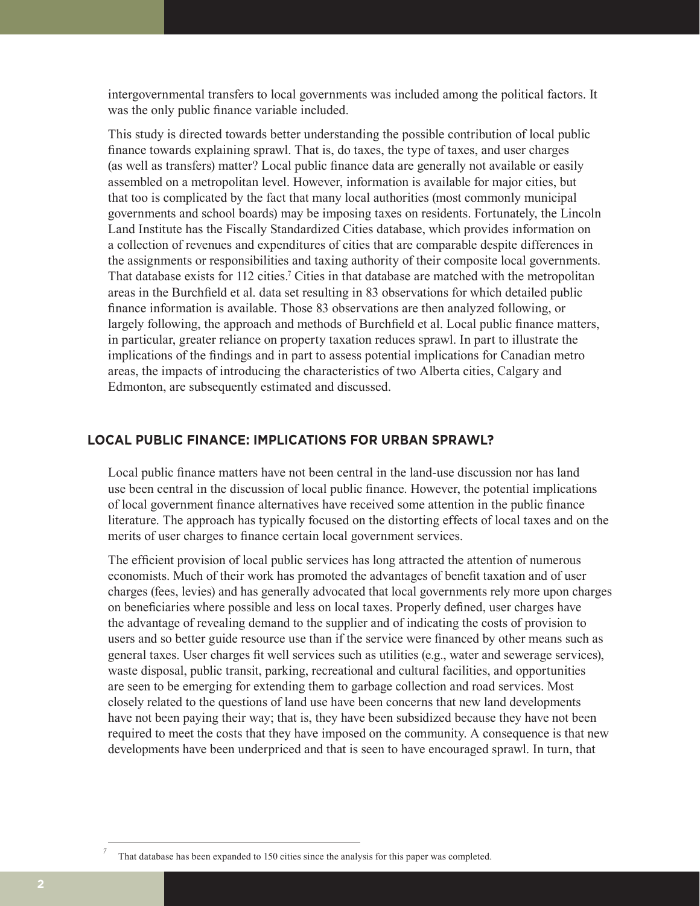intergovernmental transfers to local governments was included among the political factors. It was the only public finance variable included.

This study is directed towards better understanding the possible contribution of local public finance towards explaining sprawl. That is, do taxes, the type of taxes, and user charges (as well as transfers) matter? Local public finance data are generally not available or easily assembled on a metropolitan level. However, information is available for major cities, but that too is complicated by the fact that many local authorities (most commonly municipal governments and school boards) may be imposing taxes on residents. Fortunately, the Lincoln Land Institute has the Fiscally Standardized Cities database, which provides information on a collection of revenues and expenditures of cities that are comparable despite differences in the assignments or responsibilities and taxing authority of their composite local governments. That database exists for 112 cities.[7] Cities in that database are matched with the metropolitan areas in the Burchfield et al. data set resulting in 83 observations for which detailed public finance information is available. Those 83 observations are then analyzed following, or largely following, the approach and methods of Burchfield et al. Local public finance matters, in particular, greater reliance on property taxation reduces sprawl. In part to illustrate the implications of the findings and in part to assess potential implications for Canadian metro areas, the impacts of introducing the characteristics of two Alberta cities, Calgary and Edmonton, are subsequently estimated and discussed.

## LOCAL PUBLIC FINANCE: IMPLICATIONS FOR URBAN SPRAWL?

Local public finance matters have not been central in the land-use discussion nor has land use been central in the discussion of local public finance. However, the potential implications of local government finance alternatives have received some attention in the public finance literature. The approach has typically focused on the distorting effects of local taxes and on the merits of user charges to finance certain local government services.

The efficient provision of local public services has long attracted the attention of numerous economists. Much of their work has promoted the advantages of benefit taxation and of user charges (fees, levies) and has generally advocated that local governments rely more upon charges on beneficiaries where possible and less on local taxes. Properly defined, user charges have the advantage of revealing demand to the supplier and of indicating the costs of provision to users and so better guide resource use than if the service were financed by other means such as general taxes. User charges fit well services such as utilities (e.g., water and sewerage services), waste disposal, public transit, parking, recreational and cultural facilities, and opportunities are seen to be emerging for extending them to garbage collection and road services. Most closely related to the questions of land use have been concerns that new land developments have not been paying their way; that is, they have been subsidized because they have not been required to meet the costs that they have imposed on the community. A consequence is that new developments have been underpriced and that is seen to have encouraged sprawl. In turn, that

[7] That database has been expanded to 150 cities since the analysis for this paper was completed.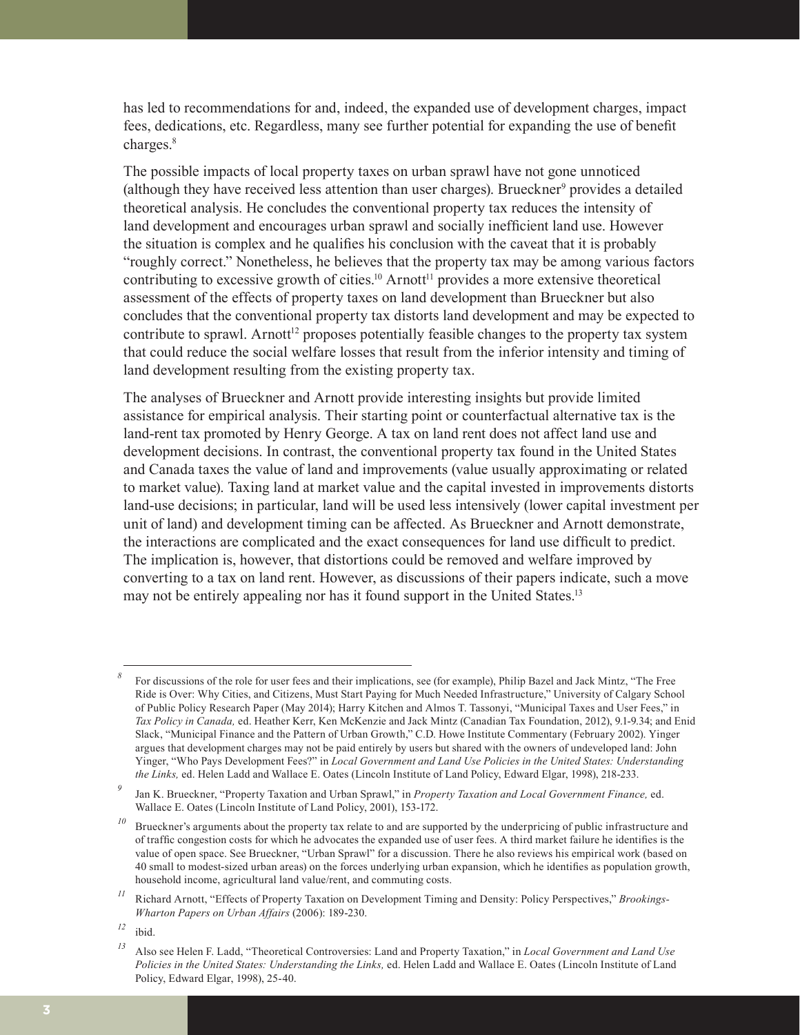has led to recommendations for and, indeed, the expanded use of development charges, impact fees, dedications, etc. Regardless, many see further potential for expanding the use of benefit charges.[8]

The possible impacts of local property taxes on urban sprawl have not gone unnoticed (although they have received less attention than user charges). Brueckner[9] provides a detailed theoretical analysis. He concludes the conventional property tax reduces the intensity of land development and encourages urban sprawl and socially inefficient land use. However the situation is complex and he qualifies his conclusion with the caveat that it is probably "roughly correct." Nonetheless, he believes that the property tax may be among various factors contributing to excessive growth of cities.[10] Arnott[11] provides a more extensive theoretical assessment of the effects of property taxes on land development than Brueckner but also concludes that the conventional property tax distorts land development and may be expected to contribute to sprawl. Arnott[12] proposes potentially feasible changes to the property tax system that could reduce the social welfare losses that result from the inferior intensity and timing of land development resulting from the existing property tax.

The analyses of Brueckner and Arnott provide interesting insights but provide limited assistance for empirical analysis. Their starting point or counterfactual alternative tax is the land-rent tax promoted by Henry George. A tax on land rent does not affect land use and development decisions. In contrast, the conventional property tax found in the United States and Canada taxes the value of land and improvements (value usually approximating or related to market value). Taxing land at market value and the capital invested in improvements distorts land-use decisions; in particular, land will be used less intensively (lower capital investment per unit of land) and development timing can be affected. As Brueckner and Arnott demonstrate, the interactions are complicated and the exact consequences for land use difficult to predict. The implication is, however, that distortions could be removed and welfare improved by converting to a tax on land rent. However, as discussions of their papers indicate, such a move may not be entirely appealing nor has it found support in the United States.[13]

---

[8] For discussions of the role for user fees and their implications, see (for example), Philip Bazel and Jack Mintz, "The Free Ride is Over: Why Cities, and Citizens, Must Start Paying for Much Needed Infrastructure," University of Calgary School of Public Policy Research Paper (May 2014); Harry Kitchen and Almos T. Tassonyi, "Municipal Taxes and User Fees," in *Tax Policy in Canada,* ed. Heather Kerr, Ken McKenzie and Jack Mintz (Canadian Tax Foundation, 2012), 9.1-9.34; and Enid Slack, "Municipal Finance and the Pattern of Urban Growth," C.D. Howe Institute Commentary (February 2002). Yinger argues that development charges may not be paid entirely by users but shared with the owners of undeveloped land: John Yinger, "Who Pays Development Fees?" in *Local Government and Land Use Policies in the United States: Understanding the Links,* ed. Helen Ladd and Wallace E. Oates (Lincoln Institute of Land Policy, Edward Elgar, 1998), 218-233.

[9] Jan K. Brueckner, "Property Taxation and Urban Sprawl," in *Property Taxation and Local Government Finance,* ed. Wallace E. Oates (Lincoln Institute of Land Policy, 2001), 153-172.

[10] Brueckner's arguments about the property tax relate to and are supported by the underpricing of public infrastructure and of traffic congestion costs for which he advocates the expanded use of user fees. A third market failure he identifies is the value of open space. See Brueckner, "Urban Sprawl" for a discussion. There he also reviews his empirical work (based on 40 small to modest-sized urban areas) on the forces underlying urban expansion, which he identifies as population growth, household income, agricultural land value/rent, and commuting costs.

[11] Richard Arnott, "Effects of Property Taxation on Development Timing and Density: Policy Perspectives," *Brookings-Wharton Papers on Urban Affairs* (2006): 189-230.

[12] ibid.

[13] Also see Helen F. Ladd, "Theoretical Controversies: Land and Property Taxation," in *Local Government and Land Use Policies in the United States: Understanding the Links,* ed. Helen Ladd and Wallace E. Oates (Lincoln Institute of Land Policy, Edward Elgar, 1998), 25-40.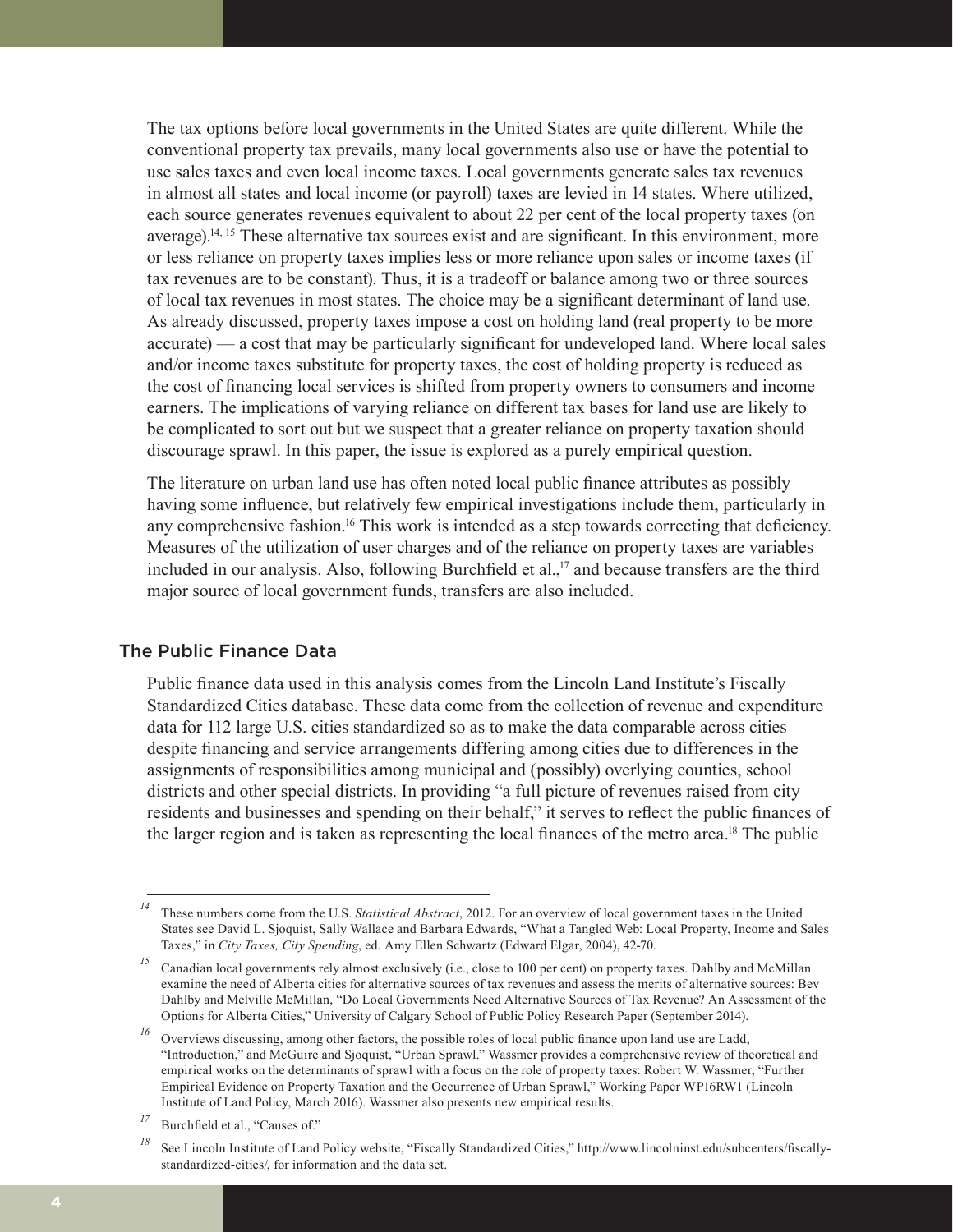The tax options before local governments in the United States are quite different. While the conventional property tax prevails, many local governments also use or have the potential to use sales taxes and even local income taxes. Local governments generate sales tax revenues in almost all states and local income (or payroll) taxes are levied in 14 states. Where utilized, each source generates revenues equivalent to about 22 per cent of the local property taxes (on average).[14, 15] These alternative tax sources exist and are significant. In this environment, more or less reliance on property taxes implies less or more reliance upon sales or income taxes (if tax revenues are to be constant). Thus, it is a tradeoff or balance among two or three sources of local tax revenues in most states. The choice may be a significant determinant of land use. As already discussed, property taxes impose a cost on holding land (real property to be more accurate) — a cost that may be particularly significant for undeveloped land. Where local sales and/or income taxes substitute for property taxes, the cost of holding property is reduced as the cost of financing local services is shifted from property owners to consumers and income earners. The implications of varying reliance on different tax bases for land use are likely to be complicated to sort out but we suspect that a greater reliance on property taxation should discourage sprawl. In this paper, the issue is explored as a purely empirical question.

The literature on urban land use has often noted local public finance attributes as possibly having some influence, but relatively few empirical investigations include them, particularly in any comprehensive fashion.[16] This work is intended as a step towards correcting that deficiency. Measures of the utilization of user charges and of the reliance on property taxes are variables included in our analysis. Also, following Burchfield et al.,[17] and because transfers are the third major source of local government funds, transfers are also included.

## The Public Finance Data

Public finance data used in this analysis comes from the Lincoln Land Institute's Fiscally Standardized Cities database. These data come from the collection of revenue and expenditure data for 112 large U.S. cities standardized so as to make the data comparable across cities despite financing and service arrangements differing among cities due to differences in the assignments of responsibilities among municipal and (possibly) overlying counties, school districts and other special districts. In providing "a full picture of revenues raised from city residents and businesses and spending on their behalf," it serves to reflect the public finances of the larger region and is taken as representing the local finances of the metro area.[18] The public

---

[14] These numbers come from the U.S. *Statistical Abstract*, 2012. For an overview of local government taxes in the United States see David L. Sjoquist, Sally Wallace and Barbara Edwards, "What a Tangled Web: Local Property, Income and Sales Taxes," in *City Taxes, City Spending*, ed. Amy Ellen Schwartz (Edward Elgar, 2004), 42-70.

[15] Canadian local governments rely almost exclusively (i.e., close to 100 per cent) on property taxes. Dahlby and McMillan examine the need of Alberta cities for alternative sources of tax revenues and assess the merits of alternative sources: Bev Dahlby and Melville McMillan, "Do Local Governments Need Alternative Sources of Tax Revenue? An Assessment of the Options for Alberta Cities," University of Calgary School of Public Policy Research Paper (September 2014).

[16] Overviews discussing, among other factors, the possible roles of local public finance upon land use are Ladd, "Introduction," and McGuire and Sjoquist, "Urban Sprawl." Wassmer provides a comprehensive review of theoretical and empirical works on the determinants of sprawl with a focus on the role of property taxes: Robert W. Wassmer, "Further Empirical Evidence on Property Taxation and the Occurrence of Urban Sprawl," Working Paper WP16RW1 (Lincoln Institute of Land Policy, March 2016). Wassmer also presents new empirical results.

[17] Burchfield et al., "Causes of."

[18] See Lincoln Institute of Land Policy website, "Fiscally Standardized Cities," http://www.lincolninst.edu/subcenters/fiscally-standardized-cities/, for information and the data set.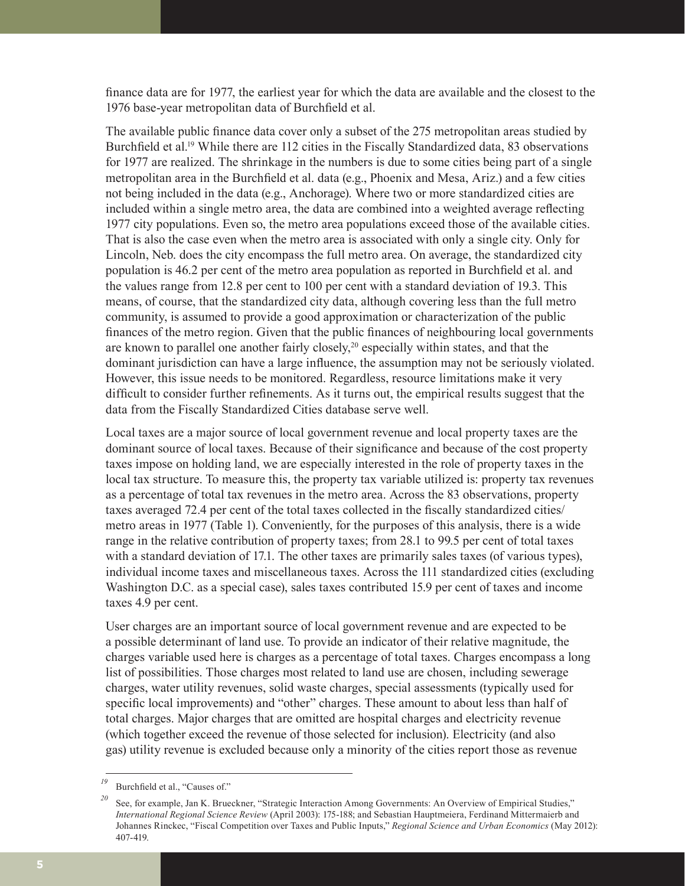finance data are for 1977, the earliest year for which the data are available and the closest to the 1976 base-year metropolitan data of Burchfield et al.

The available public finance data cover only a subset of the 275 metropolitan areas studied by Burchfield et al.[19] While there are 112 cities in the Fiscally Standardized data, 83 observations for 1977 are realized. The shrinkage in the numbers is due to some cities being part of a single metropolitan area in the Burchfield et al. data (e.g., Phoenix and Mesa, Ariz.) and a few cities not being included in the data (e.g., Anchorage). Where two or more standardized cities are included within a single metro area, the data are combined into a weighted average reflecting 1977 city populations. Even so, the metro area populations exceed those of the available cities. That is also the case even when the metro area is associated with only a single city. Only for Lincoln, Neb. does the city encompass the full metro area. On average, the standardized city population is 46.2 per cent of the metro area population as reported in Burchfield et al. and the values range from 12.8 per cent to 100 per cent with a standard deviation of 19.3. This means, of course, that the standardized city data, although covering less than the full metro community, is assumed to provide a good approximation or characterization of the public finances of the metro region. Given that the public finances of neighbouring local governments are known to parallel one another fairly closely,[20] especially within states, and that the dominant jurisdiction can have a large influence, the assumption may not be seriously violated. However, this issue needs to be monitored. Regardless, resource limitations make it very difficult to consider further refinements. As it turns out, the empirical results suggest that the data from the Fiscally Standardized Cities database serve well.

Local taxes are a major source of local government revenue and local property taxes are the dominant source of local taxes. Because of their significance and because of the cost property taxes impose on holding land, we are especially interested in the role of property taxes in the local tax structure. To measure this, the property tax variable utilized is: property tax revenues as a percentage of total tax revenues in the metro area. Across the 83 observations, property taxes averaged 72.4 per cent of the total taxes collected in the fiscally standardized cities/metro areas in 1977 (Table 1). Conveniently, for the purposes of this analysis, there is a wide range in the relative contribution of property taxes; from 28.1 to 99.5 per cent of total taxes with a standard deviation of 17.1. The other taxes are primarily sales taxes (of various types), individual income taxes and miscellaneous taxes. Across the 111 standardized cities (excluding Washington D.C. as a special case), sales taxes contributed 15.9 per cent of taxes and income taxes 4.9 per cent.

User charges are an important source of local government revenue and are expected to be a possible determinant of land use. To provide an indicator of their relative magnitude, the charges variable used here is charges as a percentage of total taxes. Charges encompass a long list of possibilities. Those charges most related to land use are chosen, including sewerage charges, water utility revenues, solid waste charges, special assessments (typically used for specific local improvements) and "other" charges. These amount to about less than half of total charges. Major charges that are omitted are hospital charges and electricity revenue (which together exceed the revenue of those selected for inclusion). Electricity (and also gas) utility revenue is excluded because only a minority of the cities report those as revenue

---

[19] Burchfield et al., "Causes of."

[20] See, for example, Jan K. Brueckner, "Strategic Interaction Among Governments: An Overview of Empirical Studies," *International Regional Science Review* (April 2003): 175-188; and Sebastian Hauptmeiera, Ferdinand Mittermaierb and Johannes Rinckec, "Fiscal Competition over Taxes and Public Inputs," *Regional Science and Urban Economics* (May 2012): 407-419.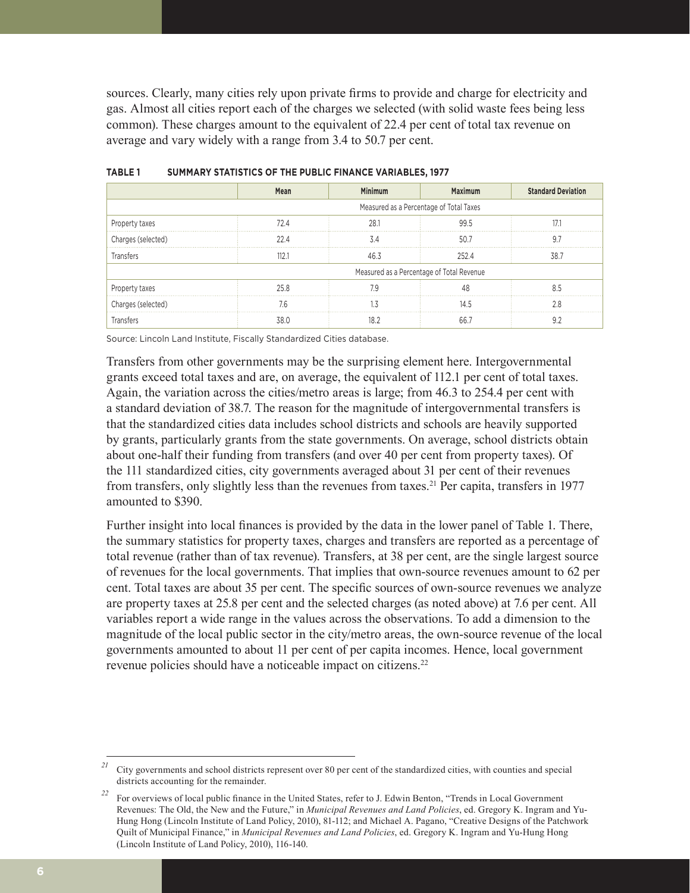sources. Clearly, many cities rely upon private firms to provide and charge for electricity and gas. Almost all cities report each of the charges we selected (with solid waste fees being less common). These charges amount to the equivalent of 22.4 per cent of total tax revenue on average and vary widely with a range from 3.4 to 50.7 per cent.

**TABLE 1 SUMMARY STATISTICS OF THE PUBLIC FINANCE VARIABLES, 1977**

| | Mean | Minimum | Maximum | Standard Deviation |
|---|---|---|---|---|
| | Measured as a Percentage of Total Taxes | | | |
| Property taxes | 72.4 | 28.1 | 99.5 | 17.1 |
| Charges (selected) | 22.4 | 3.4 | 50.7 | 9.7 |
| Transfers | 112.1 | 46.3 | 252.4 | 38.7 |
| | Measured as a Percentage of Total Revenue | | | |
| Property taxes | 25.8 | 7.9 | 48 | 8.5 |
| Charges (selected) | 7.6 | 1.3 | 14.5 | 2.8 |
| Transfers | 38.0 | 18.2 | 66.7 | 9.2 |

Source: Lincoln Land Institute, Fiscally Standardized Cities database.

Transfers from other governments may be the surprising element here. Intergovernmental grants exceed total taxes and are, on average, the equivalent of 112.1 per cent of total taxes. Again, the variation across the cities/metro areas is large; from 46.3 to 254.4 per cent with a standard deviation of 38.7. The reason for the magnitude of intergovernmental transfers is that the standardized cities data includes school districts and schools are heavily supported by grants, particularly grants from the state governments. On average, school districts obtain about one-half their funding from transfers (and over 40 per cent from property taxes). Of the 111 standardized cities, city governments averaged about 31 per cent of their revenues from transfers, only slightly less than the revenues from taxes.[21] Per capita, transfers in 1977 amounted to $390.

Further insight into local finances is provided by the data in the lower panel of Table 1. There, the summary statistics for property taxes, charges and transfers are reported as a percentage of total revenue (rather than of tax revenue). Transfers, at 38 per cent, are the single largest source of revenues for the local governments. That implies that own-source revenues amount to 62 per cent. Total taxes are about 35 per cent. The specific sources of own-source revenues we analyze are property taxes at 25.8 per cent and the selected charges (as noted above) at 7.6 per cent. All variables report a wide range in the values across the observations. To add a dimension to the magnitude of the local public sector in the city/metro areas, the own-source revenue of the local governments amounted to about 11 per cent of per capita incomes. Hence, local government revenue policies should have a noticeable impact on citizens.[22]

---

[21] City governments and school districts represent over 80 per cent of the standardized cities, with counties and special districts accounting for the remainder.

[22] For overviews of local public finance in the United States, refer to J. Edwin Benton, "Trends in Local Government Revenues: The Old, the New and the Future," in *Municipal Revenues and Land Policies*, ed. Gregory K. Ingram and Yu-Hung Hong (Lincoln Institute of Land Policy, 2010), 81-112; and Michael A. Pagano, "Creative Designs of the Patchwork Quilt of Municipal Finance," in *Municipal Revenues and Land Policies*, ed. Gregory K. Ingram and Yu-Hung Hong (Lincoln Institute of Land Policy, 2010), 116-140.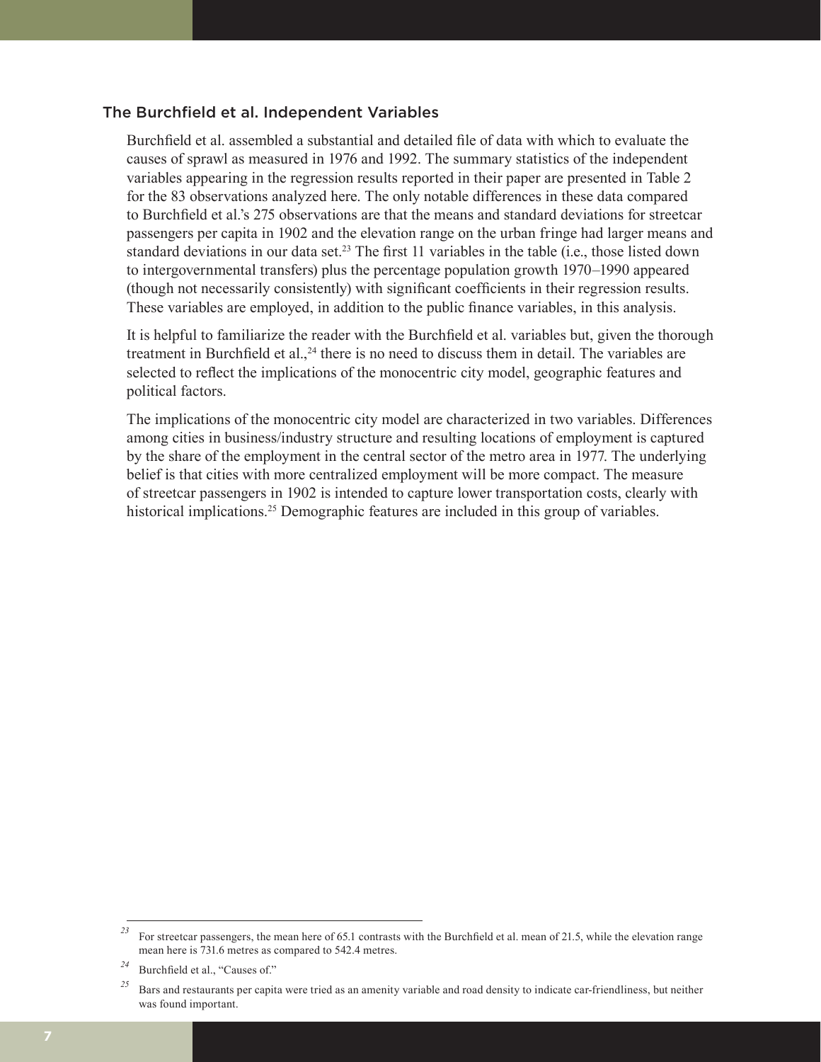## The Burchfield et al. Independent Variables

Burchfield et al. assembled a substantial and detailed file of data with which to evaluate the causes of sprawl as measured in 1976 and 1992. The summary statistics of the independent variables appearing in the regression results reported in their paper are presented in Table 2 for the 83 observations analyzed here. The only notable differences in these data compared to Burchfield et al.'s 275 observations are that the means and standard deviations for streetcar passengers per capita in 1902 and the elevation range on the urban fringe had larger means and standard deviations in our data set.[23] The first 11 variables in the table (i.e., those listed down to intergovernmental transfers) plus the percentage population growth 1970–1990 appeared (though not necessarily consistently) with significant coefficients in their regression results. These variables are employed, in addition to the public finance variables, in this analysis.

It is helpful to familiarize the reader with the Burchfield et al. variables but, given the thorough treatment in Burchfield et al.,[24] there is no need to discuss them in detail. The variables are selected to reflect the implications of the monocentric city model, geographic features and political factors.

The implications of the monocentric city model are characterized in two variables. Differences among cities in business/industry structure and resulting locations of employment is captured by the share of the employment in the central sector of the metro area in 1977. The underlying belief is that cities with more centralized employment will be more compact. The measure of streetcar passengers in 1902 is intended to capture lower transportation costs, clearly with historical implications.[25] Demographic features are included in this group of variables.

---

[23] For streetcar passengers, the mean here of 65.1 contrasts with the Burchfield et al. mean of 21.5, while the elevation range mean here is 731.6 metres as compared to 542.4 metres.

[24] Burchfield et al., "Causes of."

[25] Bars and restaurants per capita were tried as an amenity variable and road density to indicate car-friendliness, but neither was found important.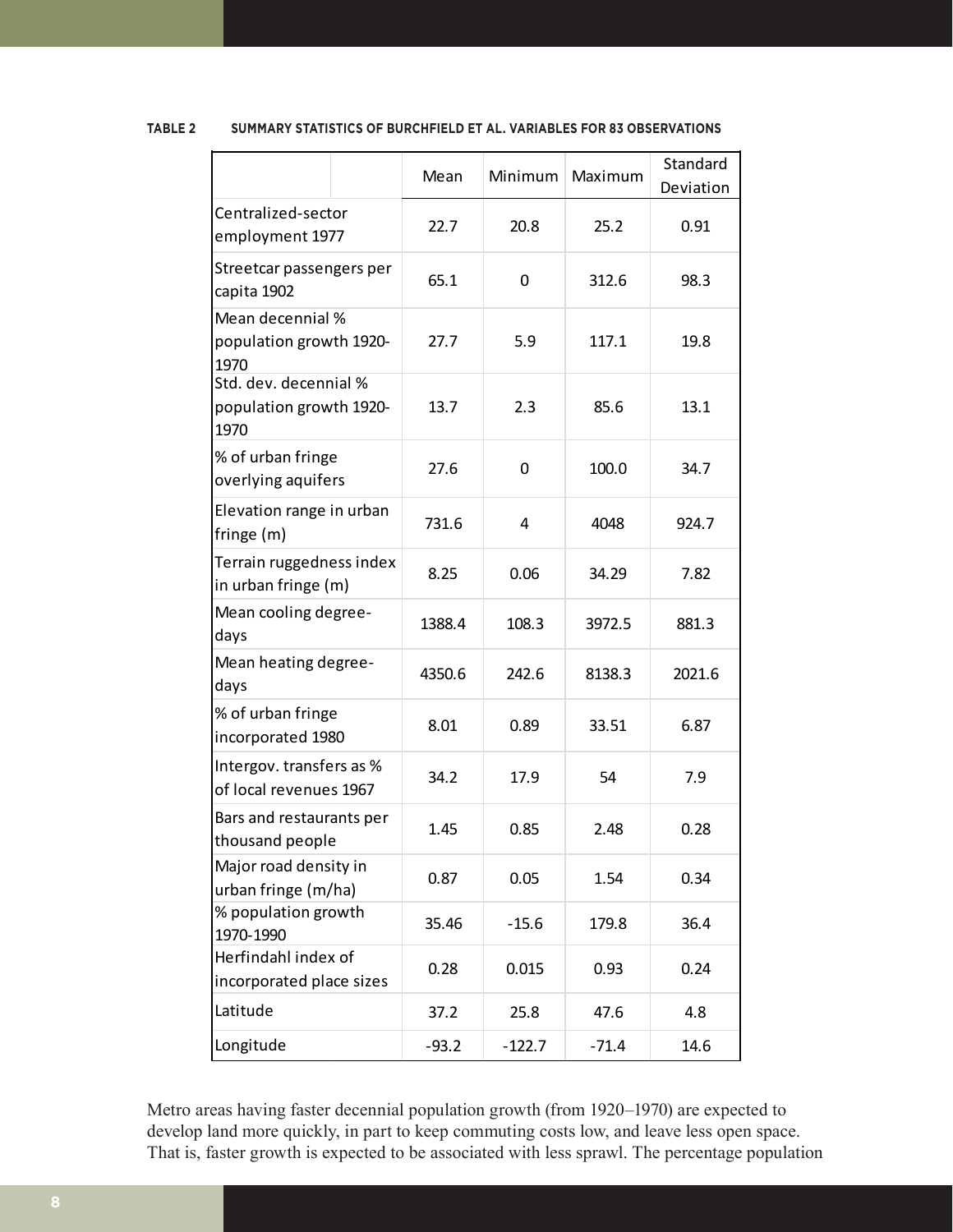**TABLE 2 SUMMARY STATISTICS OF BURCHFIELD ET AL. VARIABLES FOR 83 OBSERVATIONS**

| | Mean | Minimum | Maximum | Standard Deviation |
|---|---|---|---|---|
| Centralized-sector employment 1977 | 22.7 | 20.8 | 25.2 | 0.91 |
| Streetcar passengers per capita 1902 | 65.1 | 0 | 312.6 | 98.3 |
| Mean decennial % population growth 1920-1970 | 27.7 | 5.9 | 117.1 | 19.8 |
| Std. dev. decennial % population growth 1920-1970 | 13.7 | 2.3 | 85.6 | 13.1 |
| % of urban fringe overlying aquifers | 27.6 | 0 | 100.0 | 34.7 |
| Elevation range in urban fringe (m) | 731.6 | 4 | 4048 | 924.7 |
| Terrain ruggedness index in urban fringe (m) | 8.25 | 0.06 | 34.29 | 7.82 |
| Mean cooling degree-days | 1388.4 | 108.3 | 3972.5 | 881.3 |
| Mean heating degree-days | 4350.6 | 242.6 | 8138.3 | 2021.6 |
| % of urban fringe incorporated 1980 | 8.01 | 0.89 | 33.51 | 6.87 |
| Intergov. transfers as % of local revenues 1967 | 34.2 | 17.9 | 54 | 7.9 |
| Bars and restaurants per thousand people | 1.45 | 0.85 | 2.48 | 0.28 |
| Major road density in urban fringe (m/ha) | 0.87 | 0.05 | 1.54 | 0.34 |
| % population growth 1970-1990 | 35.46 | -15.6 | 179.8 | 36.4 |
| Herfindahl index of incorporated place sizes | 0.28 | 0.015 | 0.93 | 0.24 |
| Latitude | 37.2 | 25.8 | 47.6 | 4.8 |
| Longitude | -93.2 | -122.7 | -71.4 | 14.6 |

Metro areas having faster decennial population growth (from 1920–1970) are expected to develop land more quickly, in part to keep commuting costs low, and leave less open space. That is, faster growth is expected to be associated with less sprawl. The percentage population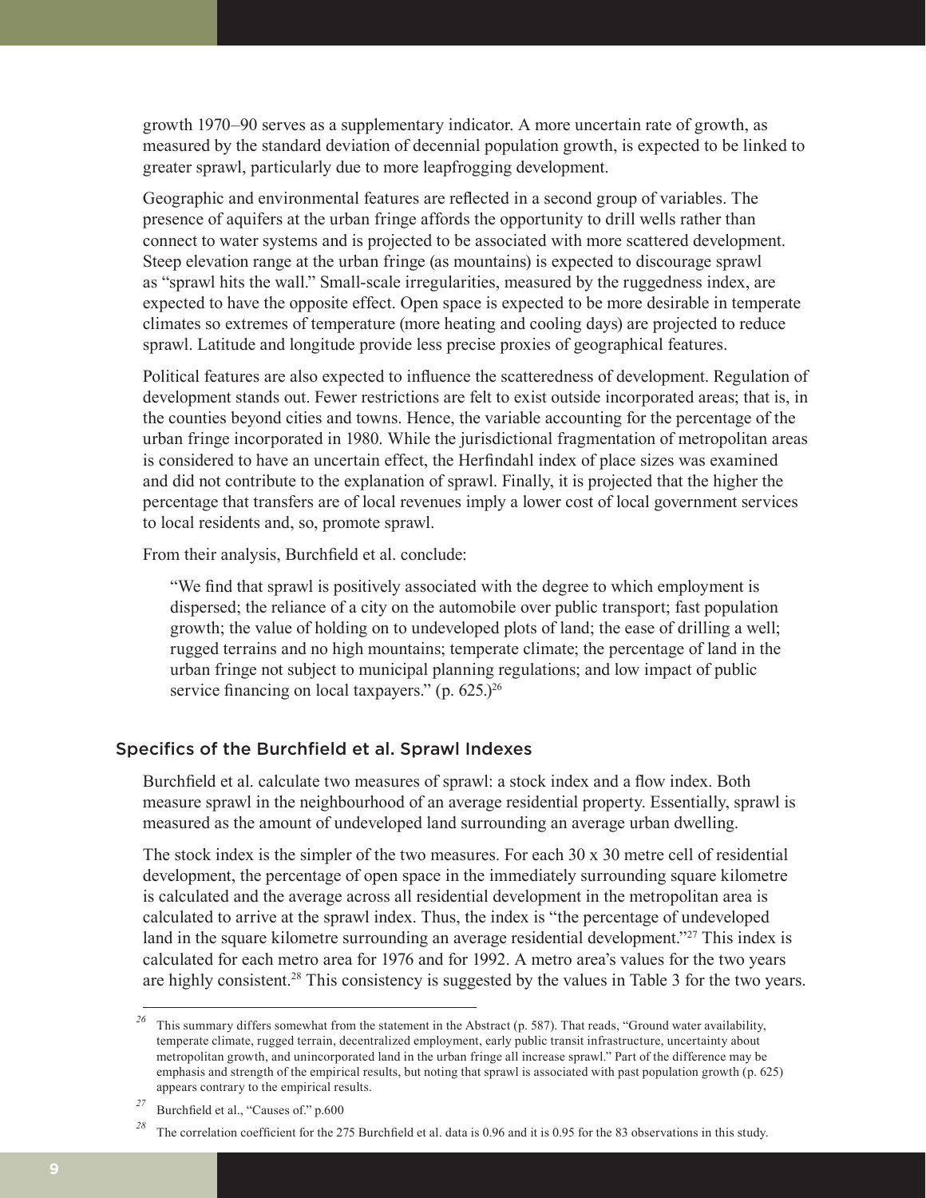growth 1970–90 serves as a supplementary indicator. A more uncertain rate of growth, as measured by the standard deviation of decennial population growth, is expected to be linked to greater sprawl, particularly due to more leapfrogging development.

Geographic and environmental features are reflected in a second group of variables. The presence of aquifers at the urban fringe affords the opportunity to drill wells rather than connect to water systems and is projected to be associated with more scattered development. Steep elevation range at the urban fringe (as mountains) is expected to discourage sprawl as "sprawl hits the wall." Small-scale irregularities, measured by the ruggedness index, are expected to have the opposite effect. Open space is expected to be more desirable in temperate climates so extremes of temperature (more heating and cooling days) are projected to reduce sprawl. Latitude and longitude provide less precise proxies of geographical features.

Political features are also expected to influence the scatteredness of development. Regulation of development stands out. Fewer restrictions are felt to exist outside incorporated areas; that is, in the counties beyond cities and towns. Hence, the variable accounting for the percentage of the urban fringe incorporated in 1980. While the jurisdictional fragmentation of metropolitan areas is considered to have an uncertain effect, the Herfindahl index of place sizes was examined and did not contribute to the explanation of sprawl. Finally, it is projected that the higher the percentage that transfers are of local revenues imply a lower cost of local government services to local residents and, so, promote sprawl.

From their analysis, Burchfield et al. conclude:

> "We find that sprawl is positively associated with the degree to which employment is dispersed; the reliance of a city on the automobile over public transport; fast population growth; the value of holding on to undeveloped plots of land; the ease of drilling a well; rugged terrains and no high mountains; temperate climate; the percentage of land in the urban fringe not subject to municipal planning regulations; and low impact of public service financing on local taxpayers." (p. 625.)[26]

## Specifics of the Burchfield et al. Sprawl Indexes

Burchfield et al. calculate two measures of sprawl: a stock index and a flow index. Both measure sprawl in the neighbourhood of an average residential property. Essentially, sprawl is measured as the amount of undeveloped land surrounding an average urban dwelling.

The stock index is the simpler of the two measures. For each 30 x 30 metre cell of residential development, the percentage of open space in the immediately surrounding square kilometre is calculated and the average across all residential development in the metropolitan area is calculated to arrive at the sprawl index. Thus, the index is "the percentage of undeveloped land in the square kilometre surrounding an average residential development."[27] This index is calculated for each metro area for 1976 and for 1992. A metro area's values for the two years are highly consistent.[28] This consistency is suggested by the values in Table 3 for the two years.

---

[26] This summary differs somewhat from the statement in the Abstract (p. 587). That reads, "Ground water availability, temperate climate, rugged terrain, decentralized employment, early public transit infrastructure, uncertainty about metropolitan growth, and unincorporated land in the urban fringe all increase sprawl." Part of the difference may be emphasis and strength of the empirical results, but noting that sprawl is associated with past population growth (p. 625) appears contrary to the empirical results.

[27] Burchfield et al., "Causes of." p.600

[28] The correlation coefficient for the 275 Burchfield et al. data is 0.96 and it is 0.95 for the 83 observations in this study.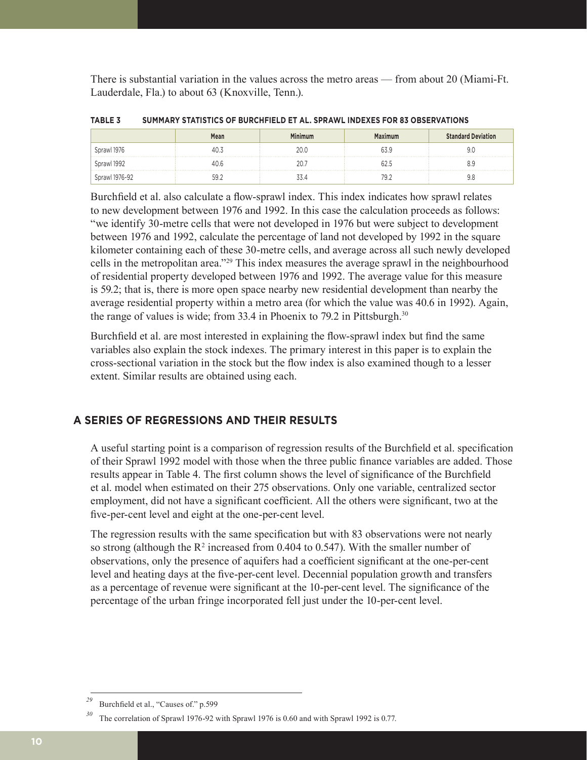There is substantial variation in the values across the metro areas — from about 20 (Miami-Ft. Lauderdale, Fla.) to about 63 (Knoxville, Tenn.).

**TABLE 3 SUMMARY STATISTICS OF BURCHFIELD ET AL. SPRAWL INDEXES FOR 83 OBSERVATIONS**

| | Mean | Minimum | Maximum | Standard Deviation |
|---|---|---|---|---|
| Sprawl 1976 | 40.3 | 20.0 | 63.9 | 9.0 |
| Sprawl 1992 | 40.6 | 20.7 | 62.5 | 8.9 |
| Sprawl 1976-92 | 59.2 | 33.4 | 79.2 | 9.8 |

Burchfield et al. also calculate a flow-sprawl index. This index indicates how sprawl relates to new development between 1976 and 1992. In this case the calculation proceeds as follows: "we identify 30-metre cells that were not developed in 1976 but were subject to development between 1976 and 1992, calculate the percentage of land not developed by 1992 in the square kilometer containing each of these 30-metre cells, and average across all such newly developed cells in the metropolitan area."[29] This index measures the average sprawl in the neighbourhood of residential property developed between 1976 and 1992. The average value for this measure is 59.2; that is, there is more open space nearby new residential development than nearby the average residential property within a metro area (for which the value was 40.6 in 1992). Again, the range of values is wide; from 33.4 in Phoenix to 79.2 in Pittsburgh.[30]

Burchfield et al. are most interested in explaining the flow-sprawl index but find the same variables also explain the stock indexes. The primary interest in this paper is to explain the cross-sectional variation in the stock but the flow index is also examined though to a lesser extent. Similar results are obtained using each.

## A SERIES OF REGRESSIONS AND THEIR RESULTS

A useful starting point is a comparison of regression results of the Burchfield et al. specification of their Sprawl 1992 model with those when the three public finance variables are added. Those results appear in Table 4. The first column shows the level of significance of the Burchfield et al. model when estimated on their 275 observations. Only one variable, centralized sector employment, did not have a significant coefficient. All the others were significant, two at the five-per-cent level and eight at the one-per-cent level.

The regression results with the same specification but with 83 observations were not nearly so strong (although the $R^2$ increased from 0.404 to 0.547). With the smaller number of observations, only the presence of aquifers had a coefficient significant at the one-per-cent level and heating days at the five-per-cent level. Decennial population growth and transfers as a percentage of revenue were significant at the 10-per-cent level. The significance of the percentage of the urban fringe incorporated fell just under the 10-per-cent level.

[29] Burchfield et al., "Causes of." p.599

[30] The correlation of Sprawl 1976-92 with Sprawl 1976 is 0.60 and with Sprawl 1992 is 0.77.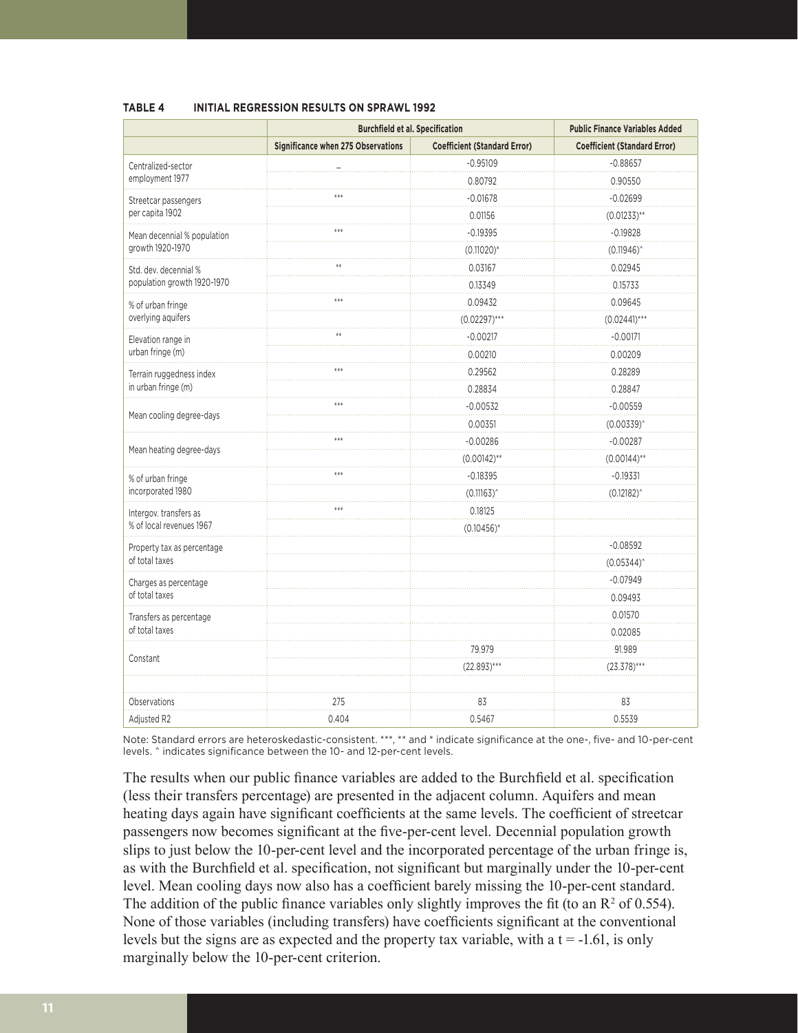**TABLE 4 INITIAL REGRESSION RESULTS ON SPRAWL 1992**

| | Burchfield et al. Specification | | Public Finance Variables Added |
|---|---|---|---|
| | Significance when 275 Observations | Coefficient (Standard Error) | Coefficient (Standard Error) |
| Centralized-sector employment 1977 | – | -0.95109 | -0.88657 |
| | | 0.80792 | 0.90550 |
| Streetcar passengers per capita 1902 | *** | -0.01678 | -0.02699 |
| | | 0.01156 | (0.01233)** |
| Mean decennial % population growth 1920-1970 | *** | -0.19395 | -0.19828 |
| | | (0.11020)* | (0.11946)^ |
| Std. dev. decennial % population growth 1920-1970 | ** | 0.03167 | 0.02945 |
| | | 0.13349 | 0.15733 |
| % of urban fringe overlying aquifers | *** | 0.09432 | 0.09645 |
| | | (0.02297)*** | (0.02441)*** |
| Elevation range in urban fringe (m) | ** | -0.00217 | -0.00171 |
| | | 0.00210 | 0.00209 |
| Terrain ruggedness index in urban fringe (m) | *** | 0.29562 | 0.28289 |
| | | 0.28834 | 0.28847 |
| Mean cooling degree-days | *** | -0.00532 | -0.00559 |
| | | 0.00351 | (0.00339)^ |
| Mean heating degree-days | *** | -0.00286 | -0.00287 |
| | | (0.00142)** | (0.00144)** |
| % of urban fringe incorporated 1980 | *** | -0.18395 | -0.19331 |
| | | (0.11163)^ | (0.12182)^ |
| Intergov. transfers as % of local revenues 1967 | *** | 0.18125 | |
| | | (0.10456)* | |
| Property tax as percentage of total taxes | | | -0.08592 |
| | | | (0.05344)^ |
| Charges as percentage of total taxes | | | -0.07949 |
| | | | 0.09493 |
| Transfers as percentage of total taxes | | | 0.01570 |
| | | | 0.02085 |
| Constant | | 79.979 | 91.989 |
| | | (22.893)*** | (23.378)*** |
| | | | |
| Observations | 275 | 83 | 83 |
| Adjusted R2 | 0.404 | 0.5467 | 0.5539 |

Note: Standard errors are heteroskedastic-consistent. ***, ** and * indicate significance at the one-, five- and 10-per-cent levels. ^ indicates significance between the 10- and 12-per-cent levels.

The results when our public finance variables are added to the Burchfield et al. specification (less their transfers percentage) are presented in the adjacent column. Aquifers and mean heating days again have significant coefficients at the same levels. The coefficient of streetcar passengers now becomes significant at the five-per-cent level. Decennial population growth slips to just below the 10-per-cent level and the incorporated percentage of the urban fringe is, as with the Burchfield et al. specification, not significant but marginally under the 10-per-cent level. Mean cooling days now also has a coefficient barely missing the 10-per-cent standard. The addition of the public finance variables only slightly improves the fit (to an $R^2$ of 0.554). None of those variables (including transfers) have coefficients significant at the conventional levels but the signs are as expected and the property tax variable, with a $t = -1.61$, is only marginally below the 10-per-cent criterion.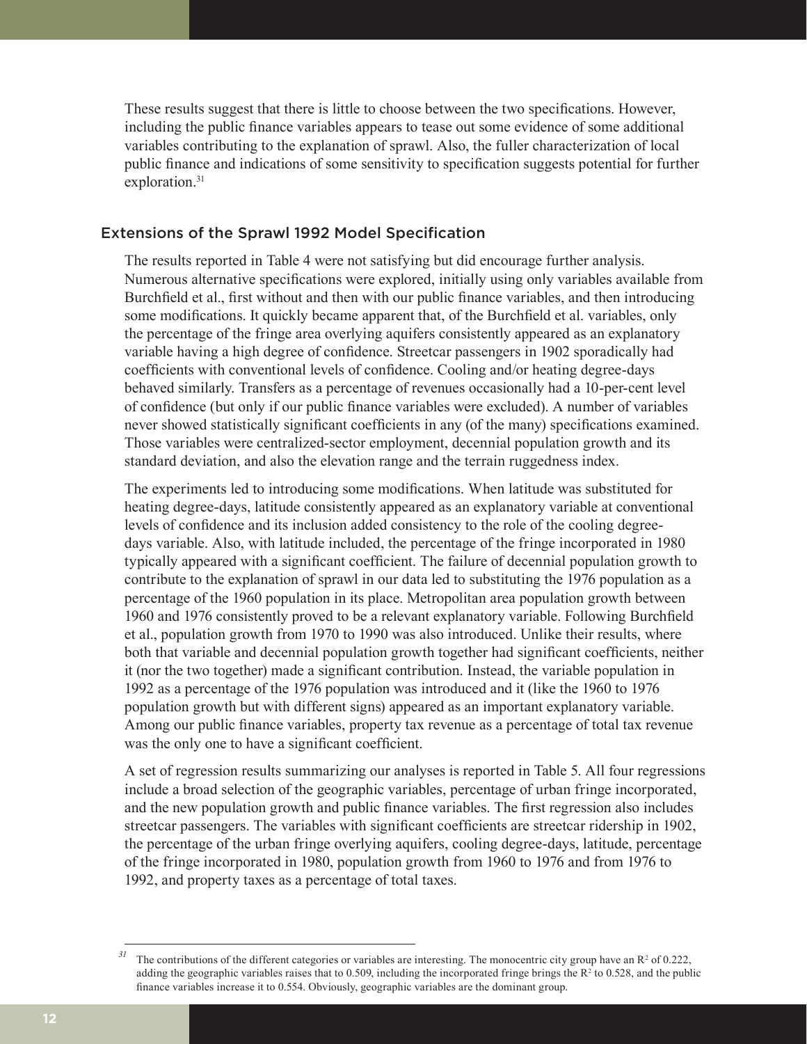These results suggest that there is little to choose between the two specifications. However, including the public finance variables appears to tease out some evidence of some additional variables contributing to the explanation of sprawl. Also, the fuller characterization of local public finance and indications of some sensitivity to specification suggests potential for further exploration.[31]

## Extensions of the Sprawl 1992 Model Specification

The results reported in Table 4 were not satisfying but did encourage further analysis. Numerous alternative specifications were explored, initially using only variables available from Burchfield et al., first without and then with our public finance variables, and then introducing some modifications. It quickly became apparent that, of the Burchfield et al. variables, only the percentage of the fringe area overlying aquifers consistently appeared as an explanatory variable having a high degree of confidence. Streetcar passengers in 1902 sporadically had coefficients with conventional levels of confidence. Cooling and/or heating degree-days behaved similarly. Transfers as a percentage of revenues occasionally had a 10-per-cent level of confidence (but only if our public finance variables were excluded). A number of variables never showed statistically significant coefficients in any (of the many) specifications examined. Those variables were centralized-sector employment, decennial population growth and its standard deviation, and also the elevation range and the terrain ruggedness index.

The experiments led to introducing some modifications. When latitude was substituted for heating degree-days, latitude consistently appeared as an explanatory variable at conventional levels of confidence and its inclusion added consistency to the role of the cooling degree-days variable. Also, with latitude included, the percentage of the fringe incorporated in 1980 typically appeared with a significant coefficient. The failure of decennial population growth to contribute to the explanation of sprawl in our data led to substituting the 1976 population as a percentage of the 1960 population in its place. Metropolitan area population growth between 1960 and 1976 consistently proved to be a relevant explanatory variable. Following Burchfield et al., population growth from 1970 to 1990 was also introduced. Unlike their results, where both that variable and decennial population growth together had significant coefficients, neither it (nor the two together) made a significant contribution. Instead, the variable population in 1992 as a percentage of the 1976 population was introduced and it (like the 1960 to 1976 population growth but with different signs) appeared as an important explanatory variable. Among our public finance variables, property tax revenue as a percentage of total tax revenue was the only one to have a significant coefficient.

A set of regression results summarizing our analyses is reported in Table 5. All four regressions include a broad selection of the geographic variables, percentage of urban fringe incorporated, and the new population growth and public finance variables. The first regression also includes streetcar passengers. The variables with significant coefficients are streetcar ridership in 1902, the percentage of the urban fringe overlying aquifers, cooling degree-days, latitude, percentage of the fringe incorporated in 1980, population growth from 1960 to 1976 and from 1976 to 1992, and property taxes as a percentage of total taxes.

---

[31] The contributions of the different categories or variables are interesting. The monocentric city group have an $R^2$ of 0.222, adding the geographic variables raises that to 0.509, including the incorporated fringe brings the $R^2$ to 0.528, and the public finance variables increase it to 0.554. Obviously, geographic variables are the dominant group.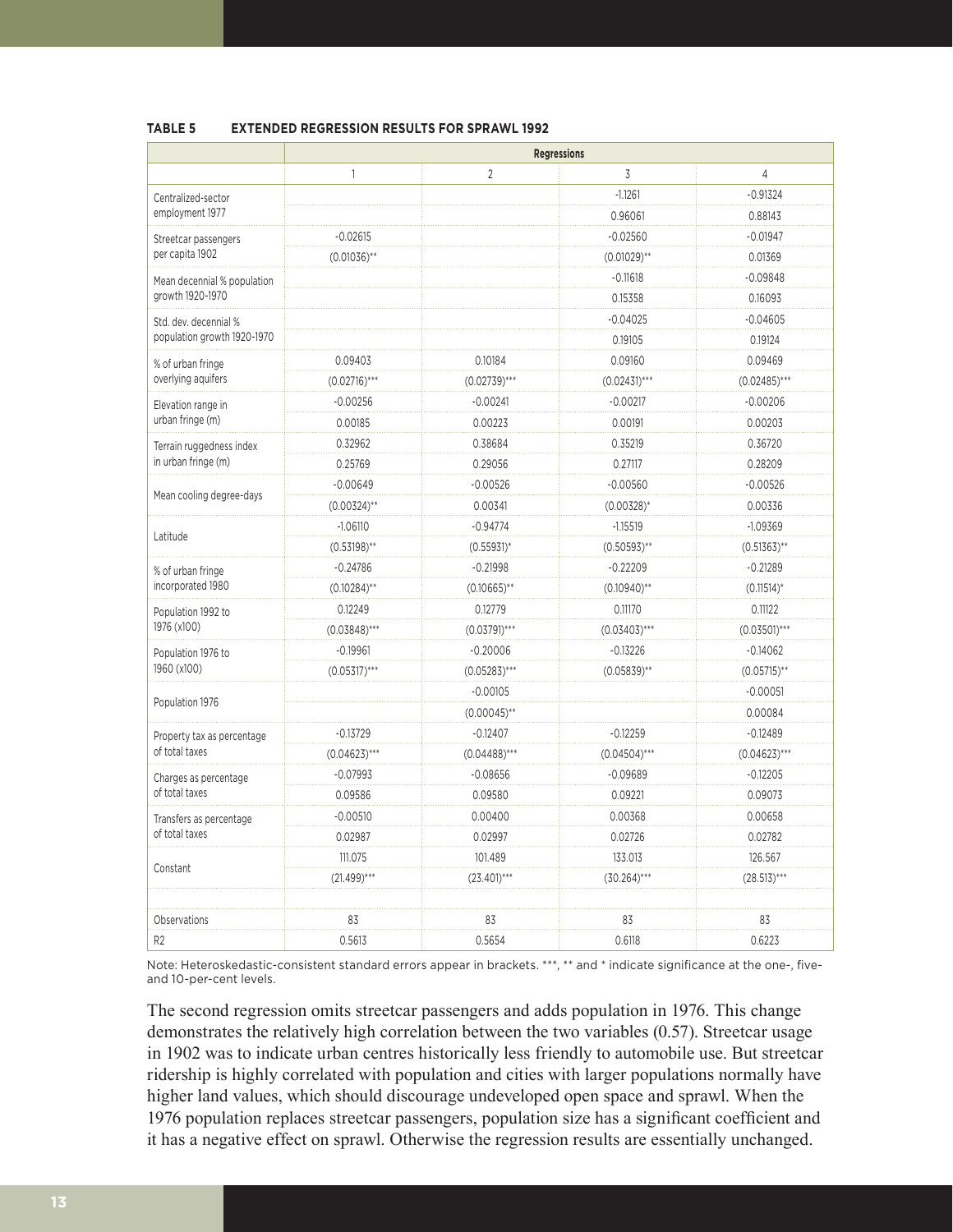**TABLE 5 EXTENDED REGRESSION RESULTS FOR SPRAWL 1992**

| | Regressions | | | |
|---|---|---|---|---|
| | 1 | 2 | 3 | 4 |
| Centralized-sector employment 1977 | | | -1.1261 | -0.91324 |
| | | | 0.96061 | 0.88143 |
| Streetcar passengers per capita 1902 | -0.02615 | | -0.02560 | -0.01947 |
| | (0.01036)** | | (0.01029)** | 0.01369 |
| Mean decennial % population growth 1920-1970 | | | -0.11618 | -0.09848 |
| | | | 0.15358 | 0.16093 |
| Std. dev. decennial % population growth 1920-1970 | | | -0.04025 | -0.04605 |
| | | | 0.19105 | 0.19124 |
| % of urban fringe overlying aquifers | 0.09403 | 0.10184 | 0.09160 | 0.09469 |
| | (0.02716)*** | (0.02739)*** | (0.02431)*** | (0.02485)*** |
| Elevation range in urban fringe (m) | -0.00256 | -0.00241 | -0.00217 | -0.00206 |
| | 0.00185 | 0.00223 | 0.00191 | 0.00203 |
| Terrain ruggedness index in urban fringe (m) | 0.32962 | 0.38684 | 0.35219 | 0.36720 |
| | 0.25769 | 0.29056 | 0.27117 | 0.28209 |
| Mean cooling degree-days | -0.00649 | -0.00526 | -0.00560 | -0.00526 |
| | (0.00324)** | 0.00341 | (0.00328)* | 0.00336 |
| Latitude | -1.06110 | -0.94774 | -1.15519 | -1.09369 |
| | (0.53198)** | (0.55931)* | (0.50593)** | (0.51363)** |
| % of urban fringe incorporated 1980 | -0.24786 | -0.21998 | -0.22209 | -0.21289 |
| | (0.10284)** | (0.10665)** | (0.10940)** | (0.11514)* |
| Population 1992 to 1976 (x100) | 0.12249 | 0.12779 | 0.11170 | 0.11122 |
| | (0.03848)*** | (0.03791)*** | (0.03403)*** | (0.03501)*** |
| Population 1976 to 1960 (x100) | -0.19961 | -0.20006 | -0.13226 | -0.14062 |
| | (0.05317)*** | (0.05283)*** | (0.05839)** | (0.05715)** |
| Population 1976 | | -0.00105 | | -0.00051 |
| | | (0.00045)** | | 0.00084 |
| Property tax as percentage of total taxes | -0.13729 | -0.12407 | -0.12259 | -0.12489 |
| | (0.04623)*** | (0.04488)*** | (0.04504)*** | (0.04623)*** |
| Charges as percentage of total taxes | -0.07993 | -0.08656 | -0.09689 | -0.12205 |
| | 0.09586 | 0.09580 | 0.09221 | 0.09073 |
| Transfers as percentage of total taxes | -0.00510 | 0.00400 | 0.00368 | 0.00658 |
| | 0.02987 | 0.02997 | 0.02726 | 0.02782 |
| Constant | 111.075 | 101.489 | 133.013 | 126.567 |
| | (21.499)*** | (23.401)*** | (30.264)*** | (28.513)*** |
| | | | | |
| Observations | 83 | 83 | 83 | 83 |
| R2 | 0.5613 | 0.5654 | 0.6118 | 0.6223 |

Note: Heteroskedastic-consistent standard errors appear in brackets. ***, ** and * indicate significance at the one-, five- and 10-per-cent levels.

The second regression omits streetcar passengers and adds population in 1976. This change demonstrates the relatively high correlation between the two variables (0.57). Streetcar usage in 1902 was to indicate urban centres historically less friendly to automobile use. But streetcar ridership is highly correlated with population and cities with larger populations normally have higher land values, which should discourage undeveloped open space and sprawl. When the 1976 population replaces streetcar passengers, population size has a significant coefficient and it has a negative effect on sprawl. Otherwise the regression results are essentially unchanged.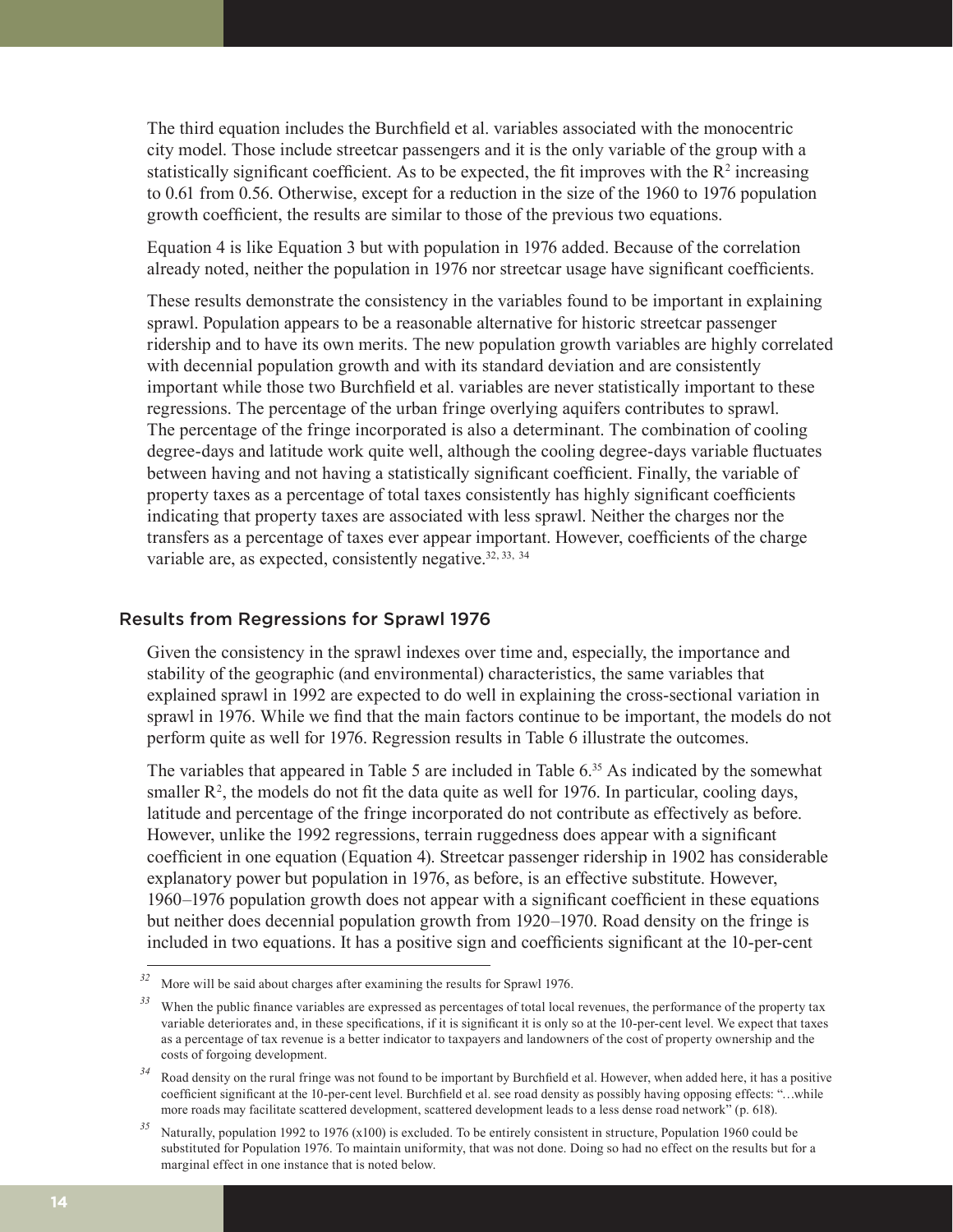The third equation includes the Burchfield et al. variables associated with the monocentric city model. Those include streetcar passengers and it is the only variable of the group with a statistically significant coefficient. As to be expected, the fit improves with the $R^2$ increasing to 0.61 from 0.56. Otherwise, except for a reduction in the size of the 1960 to 1976 population growth coefficient, the results are similar to those of the previous two equations.

Equation 4 is like Equation 3 but with population in 1976 added. Because of the correlation already noted, neither the population in 1976 nor streetcar usage have significant coefficients.

These results demonstrate the consistency in the variables found to be important in explaining sprawl. Population appears to be a reasonable alternative for historic streetcar passenger ridership and to have its own merits. The new population growth variables are highly correlated with decennial population growth and with its standard deviation and are consistently important while those two Burchfield et al. variables are never statistically important to these regressions. The percentage of the urban fringe overlying aquifers contributes to sprawl. The percentage of the fringe incorporated is also a determinant. The combination of cooling degree-days and latitude work quite well, although the cooling degree-days variable fluctuates between having and not having a statistically significant coefficient. Finally, the variable of property taxes as a percentage of total taxes consistently has highly significant coefficients indicating that property taxes are associated with less sprawl. Neither the charges nor the transfers as a percentage of taxes ever appear important. However, coefficients of the charge variable are, as expected, consistently negative.[32, 33, 34]

## Results from Regressions for Sprawl 1976

Given the consistency in the sprawl indexes over time and, especially, the importance and stability of the geographic (and environmental) characteristics, the same variables that explained sprawl in 1992 are expected to do well in explaining the cross-sectional variation in sprawl in 1976. While we find that the main factors continue to be important, the models do not perform quite as well for 1976. Regression results in Table 6 illustrate the outcomes.

The variables that appeared in Table 5 are included in Table 6.[35] As indicated by the somewhat smaller $R^2$, the models do not fit the data quite as well for 1976. In particular, cooling days, latitude and percentage of the fringe incorporated do not contribute as effectively as before. However, unlike the 1992 regressions, terrain ruggedness does appear with a significant coefficient in one equation (Equation 4). Streetcar passenger ridership in 1902 has considerable explanatory power but population in 1976, as before, is an effective substitute. However, 1960–1976 population growth does not appear with a significant coefficient in these equations but neither does decennial population growth from 1920–1970. Road density on the fringe is included in two equations. It has a positive sign and coefficients significant at the 10-per-cent

---

[32] More will be said about charges after examining the results for Sprawl 1976.

[33] When the public finance variables are expressed as percentages of total local revenues, the performance of the property tax variable deteriorates and, in these specifications, if it is significant it is only so at the 10-per-cent level. We expect that taxes as a percentage of tax revenue is a better indicator to taxpayers and landowners of the cost of property ownership and the costs of forgoing development.

[34] Road density on the rural fringe was not found to be important by Burchfield et al. However, when added here, it has a positive coefficient significant at the 10-per-cent level. Burchfield et al. see road density as possibly having opposing effects: "…while more roads may facilitate scattered development, scattered development leads to a less dense road network" (p. 618).

[35] Naturally, population 1992 to 1976 (x100) is excluded. To be entirely consistent in structure, Population 1960 could be substituted for Population 1976. To maintain uniformity, that was not done. Doing so had no effect on the results but for a marginal effect in one instance that is noted below.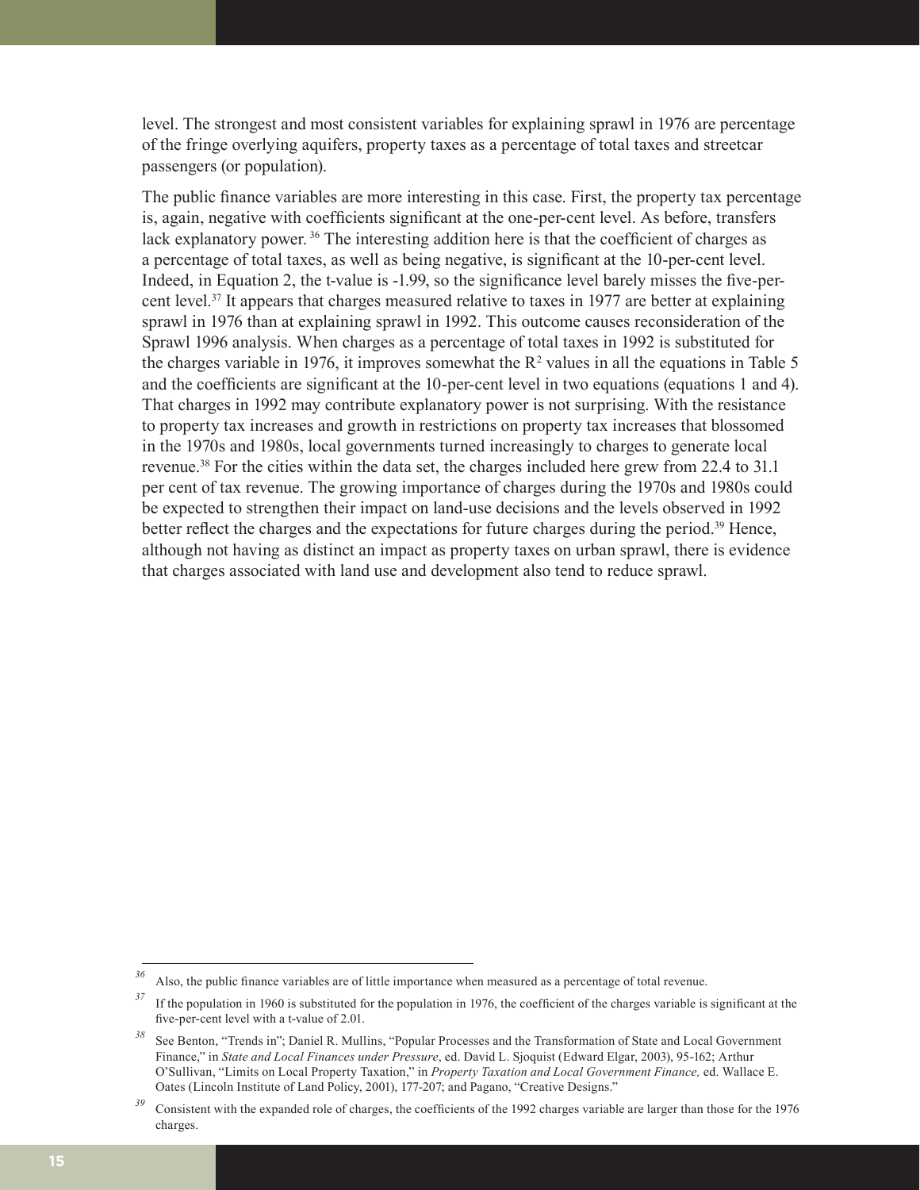level. The strongest and most consistent variables for explaining sprawl in 1976 are percentage of the fringe overlying aquifers, property taxes as a percentage of total taxes and streetcar passengers (or population).

The public finance variables are more interesting in this case. First, the property tax percentage is, again, negative with coefficients significant at the one-per-cent level. As before, transfers lack explanatory power. [36] The interesting addition here is that the coefficient of charges as a percentage of total taxes, as well as being negative, is significant at the 10-per-cent level. Indeed, in Equation 2, the t-value is -1.99, so the significance level barely misses the five-per-cent level.[37] It appears that charges measured relative to taxes in 1977 are better at explaining sprawl in 1976 than at explaining sprawl in 1992. This outcome causes reconsideration of the Sprawl 1996 analysis. When charges as a percentage of total taxes in 1992 is substituted for the charges variable in 1976, it improves somewhat the $R^2$ values in all the equations in Table 5 and the coefficients are significant at the 10-per-cent level in two equations (equations 1 and 4). That charges in 1992 may contribute explanatory power is not surprising. With the resistance to property tax increases and growth in restrictions on property tax increases that blossomed in the 1970s and 1980s, local governments turned increasingly to charges to generate local revenue.[38] For the cities within the data set, the charges included here grew from 22.4 to 31.1 per cent of tax revenue. The growing importance of charges during the 1970s and 1980s could be expected to strengthen their impact on land-use decisions and the levels observed in 1992 better reflect the charges and the expectations for future charges during the period.[39] Hence, although not having as distinct an impact as property taxes on urban sprawl, there is evidence that charges associated with land use and development also tend to reduce sprawl.

---

[36] Also, the public finance variables are of little importance when measured as a percentage of total revenue.

[37] If the population in 1960 is substituted for the population in 1976, the coefficient of the charges variable is significant at the five-per-cent level with a t-value of 2.01.

[38] See Benton, "Trends in"; Daniel R. Mullins, "Popular Processes and the Transformation of State and Local Government Finance," in *State and Local Finances under Pressure*, ed. David L. Sjoquist (Edward Elgar, 2003), 95-162; Arthur O'Sullivan, "Limits on Local Property Taxation," in *Property Taxation and Local Government Finance,* ed. Wallace E. Oates (Lincoln Institute of Land Policy, 2001), 177-207; and Pagano, "Creative Designs."

[39] Consistent with the expanded role of charges, the coefficients of the 1992 charges variable are larger than those for the 1976 charges.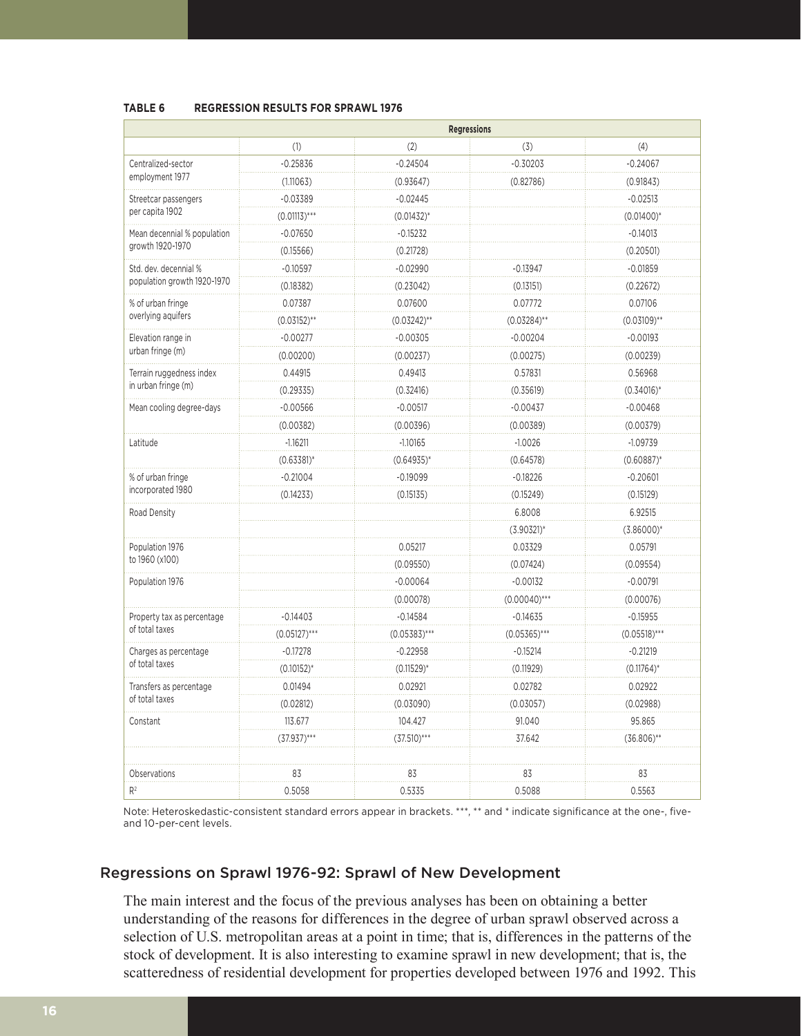**TABLE 6 REGRESSION RESULTS FOR SPRAWL 1976**

| | Regressions | | | |
|---|---|---|---|---|
| | (1) | (2) | (3) | (4) |
| Centralized-sector employment 1977 | -0.25836 | -0.24504 | -0.30203 | -0.24067 |
| | (1.11063) | (0.93647) | (0.82786) | (0.91843) |
| Streetcar passengers per capita 1902 | -0.03389 | -0.02445 | | -0.02513 |
| | (0.01113)*** | (0.01432)* | | (0.01400)* |
| Mean decennial % population growth 1920-1970 | -0.07650 | -0.15232 | | -0.14013 |
| | (0.15566) | (0.21728) | | (0.20501) |
| Std. dev. decennial % population growth 1920-1970 | -0.10597 | -0.02990 | -0.13947 | -0.01859 |
| | (0.18382) | (0.23042) | (0.13151) | (0.22672) |
| % of urban fringe overlying aquifers | 0.07387 | 0.07600 | 0.07772 | 0.07106 |
| | (0.03152)** | (0.03242)** | (0.03284)** | (0.03109)** |
| Elevation range in urban fringe (m) | -0.00277 | -0.00305 | -0.00204 | -0.00193 |
| | (0.00200) | (0.00237) | (0.00275) | (0.00239) |
| Terrain ruggedness index in urban fringe (m) | 0.44915 | 0.49413 | 0.57831 | 0.56968 |
| | (0.29335) | (0.32416) | (0.35619) | (0.34016)* |
| Mean cooling degree-days | -0.00566 | -0.00517 | -0.00437 | -0.00468 |
| | (0.00382) | (0.00396) | (0.00389) | (0.00379) |
| Latitude | -1.16211 | -1.10165 | -1.0026 | -1.09739 |
| | (0.63381)* | (0.64935)* | (0.64578) | (0.60887)* |
| % of urban fringe incorporated 1980 | -0.21004 | -0.19099 | -0.18226 | -0.20601 |
| | (0.14233) | (0.15135) | (0.15249) | (0.15129) |
| Road Density | | | 6.8008 | 6.92515 |
| | | | (3.90321)* | (3.86000)* |
| Population 1976 to 1960 (x100) | | 0.05217 | 0.03329 | 0.05791 |
| | | (0.09550) | (0.07424) | (0.09554) |
| Population 1976 | | -0.00064 | -0.00132 | -0.00791 |
| | | (0.00078) | (0.00040)*** | (0.00076) |
| Property tax as percentage of total taxes | -0.14403 | -0.14584 | -0.14635 | -0.15955 |
| | (0.05127)*** | (0.05383)*** | (0.05365)*** | (0.05518)*** |
| Charges as percentage of total taxes | -0.17278 | -0.22958 | -0.15214 | -0.21219 |
| | (0.10152)* | (0.11529)* | (0.11929) | (0.11764)* |
| Transfers as percentage of total taxes | 0.01494 | 0.02921 | 0.02782 | 0.02922 |
| | (0.02812) | (0.03090) | (0.03057) | (0.02988) |
| Constant | 113.677 | 104.427 | 91.040 | 95.865 |
| | (37.937)*** | (37.510)*** | 37.642 | (36.806)** |
| | | | | |
| Observations | 83 | 83 | 83 | 83 |
| $R^2$ | 0.5058 | 0.5335 | 0.5088 | 0.5563 |

Note: Heteroskedastic-consistent standard errors appear in brackets. ***, ** and * indicate significance at the one-, five- and 10-per-cent levels.

## Regressions on Sprawl 1976-92: Sprawl of New Development

The main interest and the focus of the previous analyses has been on obtaining a better understanding of the reasons for differences in the degree of urban sprawl observed across a selection of U.S. metropolitan areas at a point in time; that is, differences in the patterns of the stock of development. It is also interesting to examine sprawl in new development; that is, the scatteredness of residential development for properties developed between 1976 and 1992. This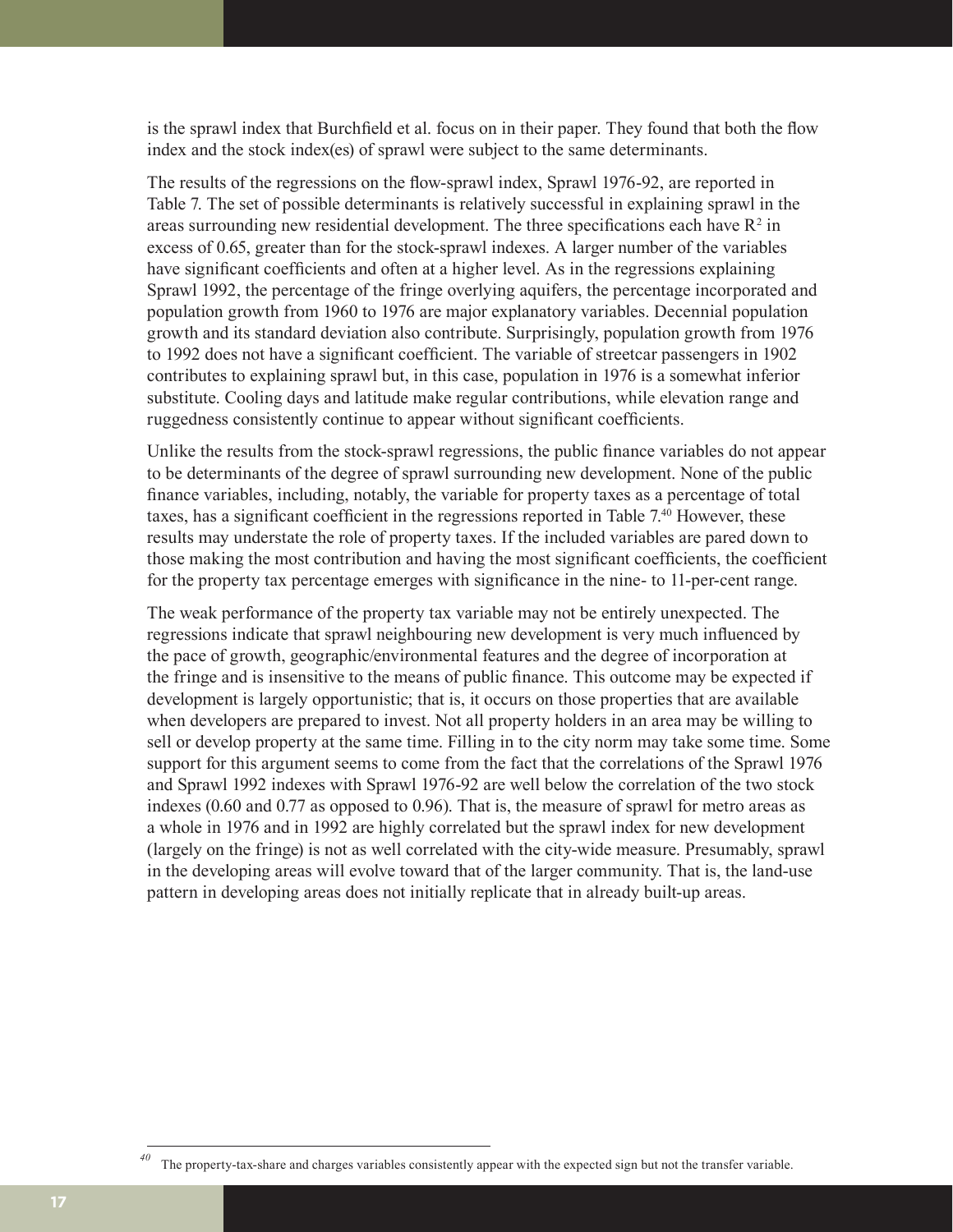is the sprawl index that Burchfield et al. focus on in their paper. They found that both the flow index and the stock index(es) of sprawl were subject to the same determinants.

The results of the regressions on the flow-sprawl index, Sprawl 1976-92, are reported in Table 7. The set of possible determinants is relatively successful in explaining sprawl in the areas surrounding new residential development. The three specifications each have $R^2$ in excess of 0.65, greater than for the stock-sprawl indexes. A larger number of the variables have significant coefficients and often at a higher level. As in the regressions explaining Sprawl 1992, the percentage of the fringe overlying aquifers, the percentage incorporated and population growth from 1960 to 1976 are major explanatory variables. Decennial population growth and its standard deviation also contribute. Surprisingly, population growth from 1976 to 1992 does not have a significant coefficient. The variable of streetcar passengers in 1902 contributes to explaining sprawl but, in this case, population in 1976 is a somewhat inferior substitute. Cooling days and latitude make regular contributions, while elevation range and ruggedness consistently continue to appear without significant coefficients.

Unlike the results from the stock-sprawl regressions, the public finance variables do not appear to be determinants of the degree of sprawl surrounding new development. None of the public finance variables, including, notably, the variable for property taxes as a percentage of total taxes, has a significant coefficient in the regressions reported in Table 7.[40] However, these results may understate the role of property taxes. If the included variables are pared down to those making the most contribution and having the most significant coefficients, the coefficient for the property tax percentage emerges with significance in the nine- to 11-per-cent range.

The weak performance of the property tax variable may not be entirely unexpected. The regressions indicate that sprawl neighbouring new development is very much influenced by the pace of growth, geographic/environmental features and the degree of incorporation at the fringe and is insensitive to the means of public finance. This outcome may be expected if development is largely opportunistic; that is, it occurs on those properties that are available when developers are prepared to invest. Not all property holders in an area may be willing to sell or develop property at the same time. Filling in to the city norm may take some time. Some support for this argument seems to come from the fact that the correlations of the Sprawl 1976 and Sprawl 1992 indexes with Sprawl 1976-92 are well below the correlation of the two stock indexes (0.60 and 0.77 as opposed to 0.96). That is, the measure of sprawl for metro areas as a whole in 1976 and in 1992 are highly correlated but the sprawl index for new development (largely on the fringe) is not as well correlated with the city-wide measure. Presumably, sprawl in the developing areas will evolve toward that of the larger community. That is, the land-use pattern in developing areas does not initially replicate that in already built-up areas.

---

[40] The property-tax-share and charges variables consistently appear with the expected sign but not the transfer variable.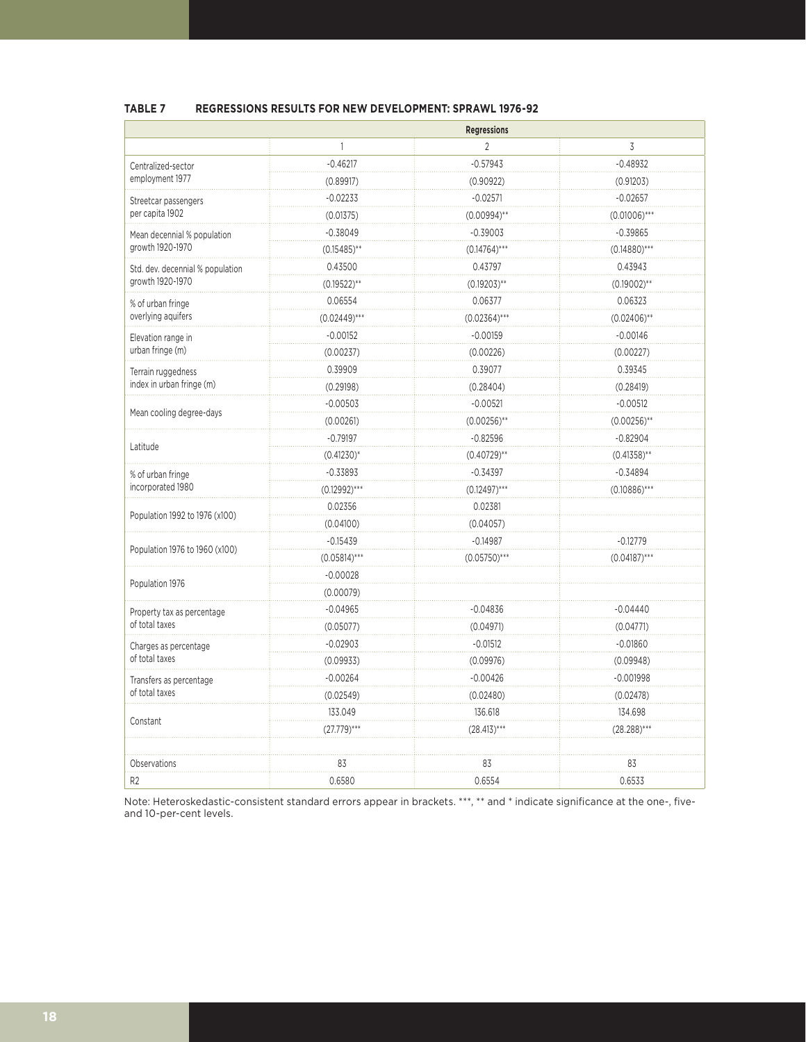**TABLE 7 REGRESSIONS RESULTS FOR NEW DEVELOPMENT: SPRAWL 1976-92**

| | Regressions | | |
|---|---|---|---|
| | 1 | 2 | 3 |
| Centralized-sector employment 1977 | -0.46217 | -0.57943 | -0.48932 |
| | (0.89917) | (0.90922) | (0.91203) |
| Streetcar passengers per capita 1902 | -0.02233 | -0.02571 | -0.02657 |
| | (0.01375) | (0.00994)** | (0.01006)*** |
| Mean decennial % population growth 1920-1970 | -0.38049 | -0.39003 | -0.39865 |
| | (0.15485)** | (0.14764)*** | (0.14880)*** |
| Std. dev. decennial % population growth 1920-1970 | 0.43500 | 0.43797 | 0.43943 |
| | (0.19522)** | (0.19203)** | (0.19002)** |
| % of urban fringe overlying aquifers | 0.06554 | 0.06377 | 0.06323 |
| | (0.02449)*** | (0.02364)*** | (0.02406)** |
| Elevation range in urban fringe (m) | -0.00152 | -0.00159 | -0.00146 |
| | (0.00237) | (0.00226) | (0.00227) |
| Terrain ruggedness index in urban fringe (m) | 0.39909 | 0.39077 | 0.39345 |
| | (0.29198) | (0.28404) | (0.28419) |
| Mean cooling degree-days | -0.00503 | -0.00521 | -0.00512 |
| | (0.00261) | (0.00256)** | (0.00256)** |
| Latitude | -0.79197 | -0.82596 | -0.82904 |
| | (0.41230)* | (0.40729)** | (0.41358)** |
| % of urban fringe incorporated 1980 | -0.33893 | -0.34397 | -0.34894 |
| | (0.12992)*** | (0.12497)*** | (0.10886)*** |
| Population 1992 to 1976 (x100) | 0.02356 | 0.02381 | |
| | (0.04100) | (0.04057) | |
| Population 1976 to 1960 (x100) | -0.15439 | -0.14987 | -0.12779 |
| | (0.05814)*** | (0.05750)*** | (0.04187)*** |
| Population 1976 | -0.00028 | | |
| | (0.00079) | | |
| Property tax as percentage of total taxes | -0.04965 | -0.04836 | -0.04440 |
| | (0.05077) | (0.04971) | (0.04771) |
| Charges as percentage of total taxes | -0.02903 | -0.01512 | -0.01860 |
| | (0.09933) | (0.09976) | (0.09948) |
| Transfers as percentage of total taxes | -0.00264 | -0.00426 | -0.001998 |
| | (0.02549) | (0.02480) | (0.02478) |
| Constant | 133.049 | 136.618 | 134.698 |
| | (27.779)*** | (28.413)*** | (28.288)*** |
| | | | |
| Observations | 83 | 83 | 83 |
| R2 | 0.6580 | 0.6554 | 0.6533 |

Note: Heteroskedastic-consistent standard errors appear in brackets. ***, ** and * indicate significance at the one-, five- and 10-per-cent levels.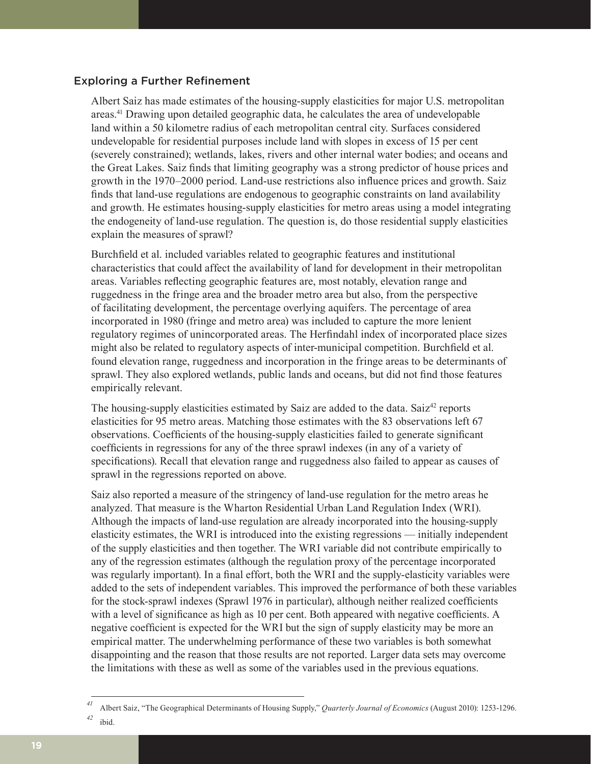### Exploring a Further Refinement

Albert Saiz has made estimates of the housing-supply elasticities for major U.S. metropolitan areas.[41] Drawing upon detailed geographic data, he calculates the area of undevelopable land within a 50 kilometre radius of each metropolitan central city. Surfaces considered undevelopable for residential purposes include land with slopes in excess of 15 per cent (severely constrained); wetlands, lakes, rivers and other internal water bodies; and oceans and the Great Lakes. Saiz finds that limiting geography was a strong predictor of house prices and growth in the 1970–2000 period. Land-use restrictions also influence prices and growth. Saiz finds that land-use regulations are endogenous to geographic constraints on land availability and growth. He estimates housing-supply elasticities for metro areas using a model integrating the endogeneity of land-use regulation. The question is, do those residential supply elasticities explain the measures of sprawl?

Burchfield et al. included variables related to geographic features and institutional characteristics that could affect the availability of land for development in their metropolitan areas. Variables reflecting geographic features are, most notably, elevation range and ruggedness in the fringe area and the broader metro area but also, from the perspective of facilitating development, the percentage overlying aquifers. The percentage of area incorporated in 1980 (fringe and metro area) was included to capture the more lenient regulatory regimes of unincorporated areas. The Herfindahl index of incorporated place sizes might also be related to regulatory aspects of inter-municipal competition. Burchfield et al. found elevation range, ruggedness and incorporation in the fringe areas to be determinants of sprawl. They also explored wetlands, public lands and oceans, but did not find those features empirically relevant.

The housing-supply elasticities estimated by Saiz are added to the data. Saiz[42] reports elasticities for 95 metro areas. Matching those estimates with the 83 observations left 67 observations. Coefficients of the housing-supply elasticities failed to generate significant coefficients in regressions for any of the three sprawl indexes (in any of a variety of specifications). Recall that elevation range and ruggedness also failed to appear as causes of sprawl in the regressions reported on above.

Saiz also reported a measure of the stringency of land-use regulation for the metro areas he analyzed. That measure is the Wharton Residential Urban Land Regulation Index (WRI). Although the impacts of land-use regulation are already incorporated into the housing-supply elasticity estimates, the WRI is introduced into the existing regressions — initially independent of the supply elasticities and then together. The WRI variable did not contribute empirically to any of the regression estimates (although the regulation proxy of the percentage incorporated was regularly important). In a final effort, both the WRI and the supply-elasticity variables were added to the sets of independent variables. This improved the performance of both these variables for the stock-sprawl indexes (Sprawl 1976 in particular), although neither realized coefficients with a level of significance as high as 10 per cent. Both appeared with negative coefficients. A negative coefficient is expected for the WRI but the sign of supply elasticity may be more an empirical matter. The underwhelming performance of these two variables is both somewhat disappointing and the reason that those results are not reported. Larger data sets may overcome the limitations with these as well as some of the variables used in the previous equations.

---

[41] Albert Saiz, "The Geographical Determinants of Housing Supply," *Quarterly Journal of Economics* (August 2010): 1253-1296.

[42] ibid.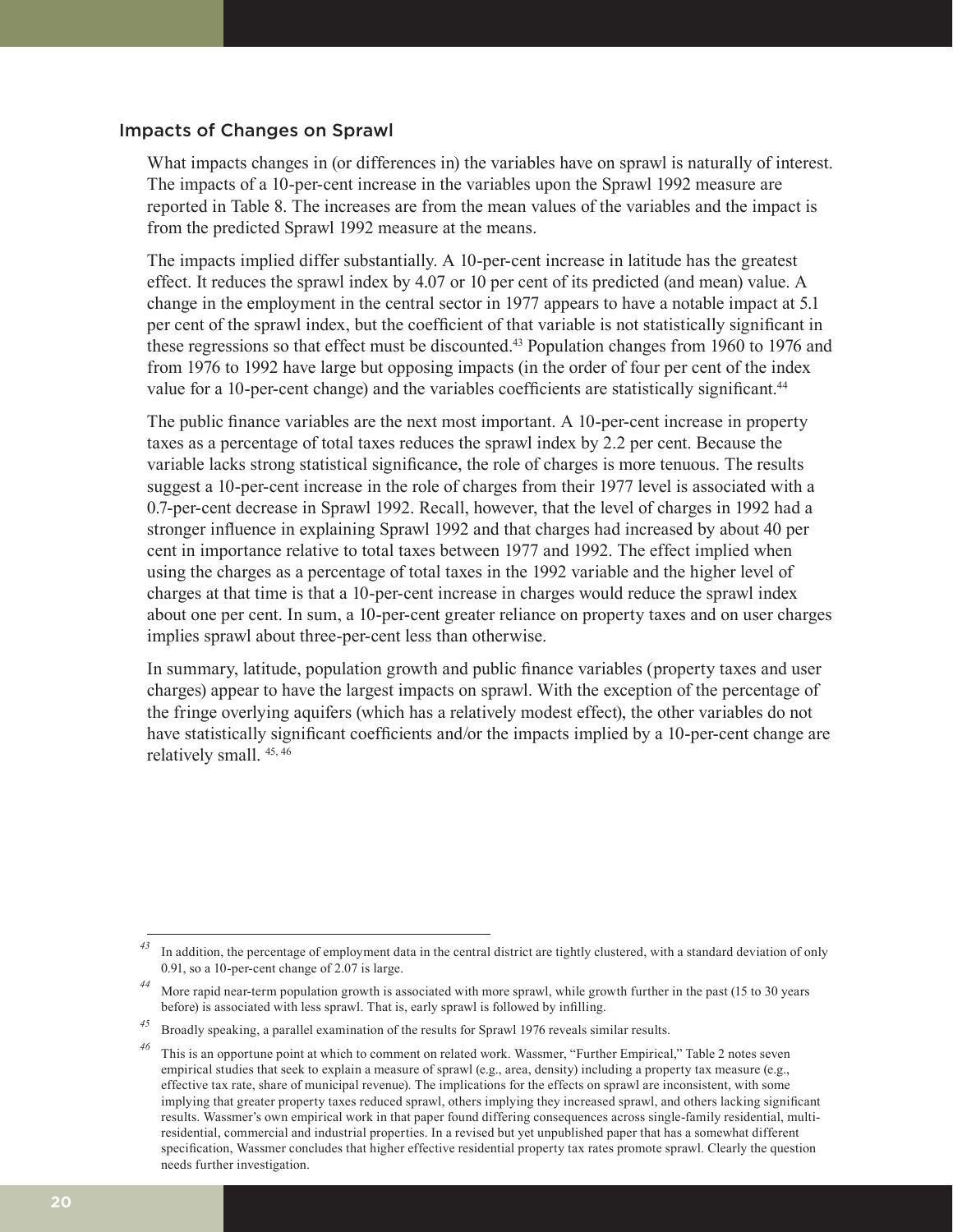## Impacts of Changes on Sprawl

What impacts changes in (or differences in) the variables have on sprawl is naturally of interest. The impacts of a 10-per-cent increase in the variables upon the Sprawl 1992 measure are reported in Table 8. The increases are from the mean values of the variables and the impact is from the predicted Sprawl 1992 measure at the means.

The impacts implied differ substantially. A 10-per-cent increase in latitude has the greatest effect. It reduces the sprawl index by 4.07 or 10 per cent of its predicted (and mean) value. A change in the employment in the central sector in 1977 appears to have a notable impact at 5.1 per cent of the sprawl index, but the coefficient of that variable is not statistically significant in these regressions so that effect must be discounted.[43] Population changes from 1960 to 1976 and from 1976 to 1992 have large but opposing impacts (in the order of four per cent of the index value for a 10-per-cent change) and the variables coefficients are statistically significant.[44]

The public finance variables are the next most important. A 10-per-cent increase in property taxes as a percentage of total taxes reduces the sprawl index by 2.2 per cent. Because the variable lacks strong statistical significance, the role of charges is more tenuous. The results suggest a 10-per-cent increase in the role of charges from their 1977 level is associated with a 0.7-per-cent decrease in Sprawl 1992. Recall, however, that the level of charges in 1992 had a stronger influence in explaining Sprawl 1992 and that charges had increased by about 40 per cent in importance relative to total taxes between 1977 and 1992. The effect implied when using the charges as a percentage of total taxes in the 1992 variable and the higher level of charges at that time is that a 10-per-cent increase in charges would reduce the sprawl index about one per cent. In sum, a 10-per-cent greater reliance on property taxes and on user charges implies sprawl about three-per-cent less than otherwise.

In summary, latitude, population growth and public finance variables (property taxes and user charges) appear to have the largest impacts on sprawl. With the exception of the percentage of the fringe overlying aquifers (which has a relatively modest effect), the other variables do not have statistically significant coefficients and/or the impacts implied by a 10-per-cent change are relatively small. [45, 46]

---

[43] In addition, the percentage of employment data in the central district are tightly clustered, with a standard deviation of only 0.91, so a 10-per-cent change of 2.07 is large.

[44] More rapid near-term population growth is associated with more sprawl, while growth further in the past (15 to 30 years before) is associated with less sprawl. That is, early sprawl is followed by infilling.

[45] Broadly speaking, a parallel examination of the results for Sprawl 1976 reveals similar results.

[46] This is an opportune point at which to comment on related work. Wassmer, "Further Empirical," Table 2 notes seven empirical studies that seek to explain a measure of sprawl (e.g., area, density) including a property tax measure (e.g., effective tax rate, share of municipal revenue). The implications for the effects on sprawl are inconsistent, with some implying that greater property taxes reduced sprawl, others implying they increased sprawl, and others lacking significant results. Wassmer's own empirical work in that paper found differing consequences across single-family residential, multi-residential, commercial and industrial properties. In a revised but yet unpublished paper that has a somewhat different specification, Wassmer concludes that higher effective residential property tax rates promote sprawl. Clearly the question needs further investigation.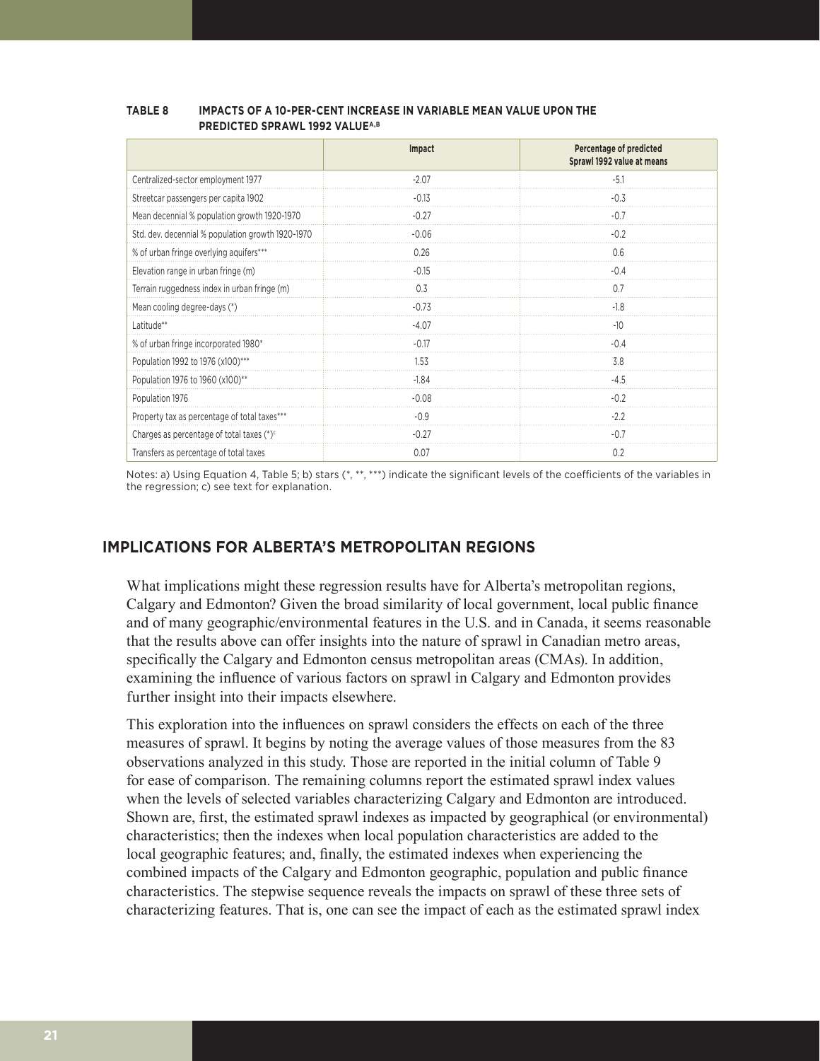**TABLE 8 IMPACTS OF A 10-PER-CENT INCREASE IN VARIABLE MEAN VALUE UPON THE PREDICTED SPRAWL 1992 VALUE[A,B]**

| | Impact | Percentage of predicted Sprawl 1992 value at means |
|---|---|---|
| Centralized-sector employment 1977 | -2.07 | -5.1 |
| Streetcar passengers per capita 1902 | -0.13 | -0.3 |
| Mean decennial % population growth 1920-1970 | -0.27 | -0.7 |
| Std. dev. decennial % population growth 1920-1970 | -0.06 | -0.2 |
| % of urban fringe overlying aquifers*** | 0.26 | 0.6 |
| Elevation range in urban fringe (m) | -0.15 | -0.4 |
| Terrain ruggedness index in urban fringe (m) | 0.3 | 0.7 |
| Mean cooling degree-days (*) | -0.73 | -1.8 |
| Latitude** | -4.07 | -10 |
| % of urban fringe incorporated 1980* | -0.17 | -0.4 |
| Population 1992 to 1976 (x100)*** | 1.53 | 3.8 |
| Population 1976 to 1960 (x100)** | -1.84 | -4.5 |
| Population 1976 | -0.08 | -0.2 |
| Property tax as percentage of total taxes*** | -0.9 | -2.2 |
| Charges as percentage of total taxes (*)[c] | -0.27 | -0.7 |
| Transfers as percentage of total taxes | 0.07 | 0.2 |

Notes: a) Using Equation 4, Table 5; b) stars (*, **, ***) indicate the significant levels of the coefficients of the variables in the regression; c) see text for explanation.

## IMPLICATIONS FOR ALBERTA'S METROPOLITAN REGIONS

What implications might these regression results have for Alberta's metropolitan regions, Calgary and Edmonton? Given the broad similarity of local government, local public finance and of many geographic/environmental features in the U.S. and in Canada, it seems reasonable that the results above can offer insights into the nature of sprawl in Canadian metro areas, specifically the Calgary and Edmonton census metropolitan areas (CMAs). In addition, examining the influence of various factors on sprawl in Calgary and Edmonton provides further insight into their impacts elsewhere.

This exploration into the influences on sprawl considers the effects on each of the three measures of sprawl. It begins by noting the average values of those measures from the 83 observations analyzed in this study. Those are reported in the initial column of Table 9 for ease of comparison. The remaining columns report the estimated sprawl index values when the levels of selected variables characterizing Calgary and Edmonton are introduced. Shown are, first, the estimated sprawl indexes as impacted by geographical (or environmental) characteristics; then the indexes when local population characteristics are added to the local geographic features; and, finally, the estimated indexes when experiencing the combined impacts of the Calgary and Edmonton geographic, population and public finance characteristics. The stepwise sequence reveals the impacts on sprawl of these three sets of characterizing features. That is, one can see the impact of each as the estimated sprawl index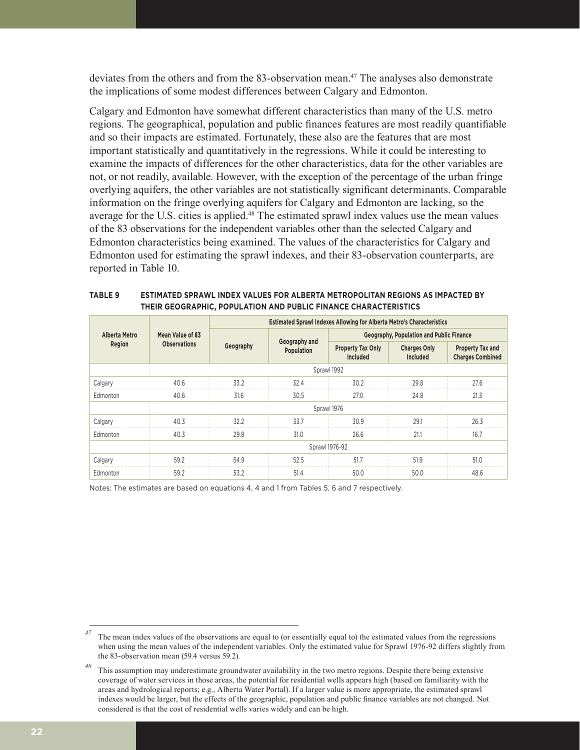deviates from the others and from the 83-observation mean.[47] The analyses also demonstrate the implications of some modest differences between Calgary and Edmonton.

Calgary and Edmonton have somewhat different characteristics than many of the U.S. metro regions. The geographical, population and public finances features are most readily quantifiable and so their impacts are estimated. Fortunately, these also are the features that are most important statistically and quantitatively in the regressions. While it could be interesting to examine the impacts of differences for the other characteristics, data for the other variables are not, or not readily, available. However, with the exception of the percentage of the urban fringe overlying aquifers, the other variables are not statistically significant determinants. Comparable information on the fringe overlying aquifers for Calgary and Edmonton are lacking, so the average for the U.S. cities is applied.[48] The estimated sprawl index values use the mean values of the 83 observations for the independent variables other than the selected Calgary and Edmonton characteristics being examined. The values of the characteristics for Calgary and Edmonton used for estimating the sprawl indexes, and their 83-observation counterparts, are reported in Table 10.

**TABLE 9 ESTIMATED SPRAWL INDEX VALUES FOR ALBERTA METROPOLITAN REGIONS AS IMPACTED BY THEIR GEOGRAPHIC, POPULATION AND PUBLIC FINANCE CHARACTERISTICS**

| Alberta Metro Region | Mean Value of 83 Observations | Estimated Sprawl Indexes Allowing for Alberta Metro's Characteristics | | | | |
|---|---|---|---|---|---|---|
| | | Geography | Geography and Population | Geography, Population and Public Finance | | |
| | | | | Property Tax Only Included | Charges Only Included | Property Tax and Charges Combined |
| | Sprawl 1992 | | | | | |
| Calgary | 40.6 | 33.2 | 32.4 | 30.2 | 29.8 | 27.6 |
| Edmonton | 40.6 | 31.6 | 30.5 | 27.0 | 24.8 | 21.3 |
| | Sprawl 1976 | | | | | |
| Calgary | 40.3 | 32.2 | 33.7 | 30.9 | 29.1 | 26.3 |
| Edmonton | 40.3 | 29.8 | 31.0 | 26.6 | 21.1 | 16.7 |
| | Sprawl 1976-92 | | | | | |
| Calgary | 59.2 | 54.9 | 52.5 | 51.7 | 51.9 | 51.0 |
| Edmonton | 59.2 | 53.2 | 51.4 | 50.0 | 50.0 | 48.6 |

Notes: The estimates are based on equations 4, 4 and 1 from Tables 5, 6 and 7 respectively.

[47] The mean index values of the observations are equal to (or essentially equal to) the estimated values from the regressions when using the mean values of the independent variables. Only the estimated value for Sprawl 1976-92 differs slightly from the 83-observation mean (59.4 versus 59.2).

[48] This assumption may underestimate groundwater availability in the two metro regions. Despite there being extensive coverage of water services in those areas, the potential for residential wells appears high (based on familiarity with the areas and hydrological reports; e.g., Alberta Water Portal). If a larger value is more appropriate, the estimated sprawl indexes would be larger, but the effects of the geographic, population and public finance variables are not changed. Not considered is that the cost of residential wells varies widely and can be high.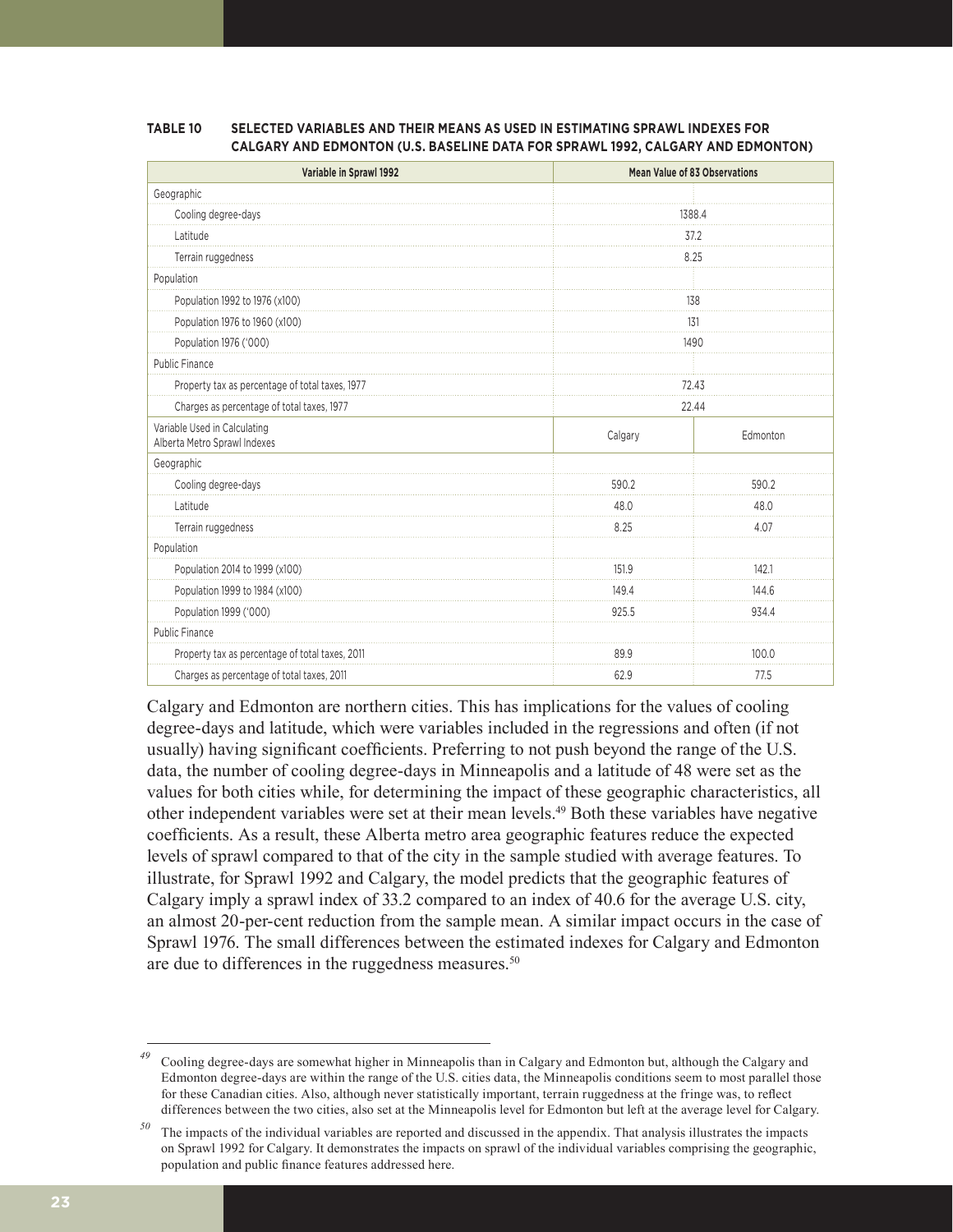**TABLE 10 SELECTED VARIABLES AND THEIR MEANS AS USED IN ESTIMATING SPRAWL INDEXES FOR CALGARY AND EDMONTON (U.S. BASELINE DATA FOR SPRAWL 1992, CALGARY AND EDMONTON)**

| Variable in Sprawl 1992 | Mean Value of 83 Observations | |
|---|---|---|
| Geographic | | |
| Cooling degree-days | 1388.4 | |
| Latitude | 37.2 | |
| Terrain ruggedness | 8.25 | |
| Population | | |
| Population 1992 to 1976 (x100) | 138 | |
| Population 1976 to 1960 (x100) | 131 | |
| Population 1976 ('000) | 1490 | |
| Public Finance | | |
| Property tax as percentage of total taxes, 1977 | 72.43 | |
| Charges as percentage of total taxes, 1977 | 22.44 | |
| Variable Used in Calculating Alberta Metro Sprawl Indexes | Calgary | Edmonton |
| Geographic | | |
| Cooling degree-days | 590.2 | 590.2 |
| Latitude | 48.0 | 48.0 |
| Terrain ruggedness | 8.25 | 4.07 |
| Population | | |
| Population 2014 to 1999 (x100) | 151.9 | 142.1 |
| Population 1999 to 1984 (x100) | 149.4 | 144.6 |
| Population 1999 ('000) | 925.5 | 934.4 |
| Public Finance | | |
| Property tax as percentage of total taxes, 2011 | 89.9 | 100.0 |
| Charges as percentage of total taxes, 2011 | 62.9 | 77.5 |

Calgary and Edmonton are northern cities. This has implications for the values of cooling degree-days and latitude, which were variables included in the regressions and often (if not usually) having significant coefficients. Preferring to not push beyond the range of the U.S. data, the number of cooling degree-days in Minneapolis and a latitude of 48 were set as the values for both cities while, for determining the impact of these geographic characteristics, all other independent variables were set at their mean levels.[49] Both these variables have negative coefficients. As a result, these Alberta metro area geographic features reduce the expected levels of sprawl compared to that of the city in the sample studied with average features. To illustrate, for Sprawl 1992 and Calgary, the model predicts that the geographic features of Calgary imply a sprawl index of 33.2 compared to an index of 40.6 for the average U.S. city, an almost 20-per-cent reduction from the sample mean. A similar impact occurs in the case of Sprawl 1976. The small differences between the estimated indexes for Calgary and Edmonton are due to differences in the ruggedness measures.[50]

---

[49] Cooling degree-days are somewhat higher in Minneapolis than in Calgary and Edmonton but, although the Calgary and Edmonton degree-days are within the range of the U.S. cities data, the Minneapolis conditions seem to most parallel those for these Canadian cities. Also, although never statistically important, terrain ruggedness at the fringe was, to reflect differences between the two cities, also set at the Minneapolis level for Edmonton but left at the average level for Calgary.

[50] The impacts of the individual variables are reported and discussed in the appendix. That analysis illustrates the impacts on Sprawl 1992 for Calgary. It demonstrates the impacts on sprawl of the individual variables comprising the geographic, population and public finance features addressed here.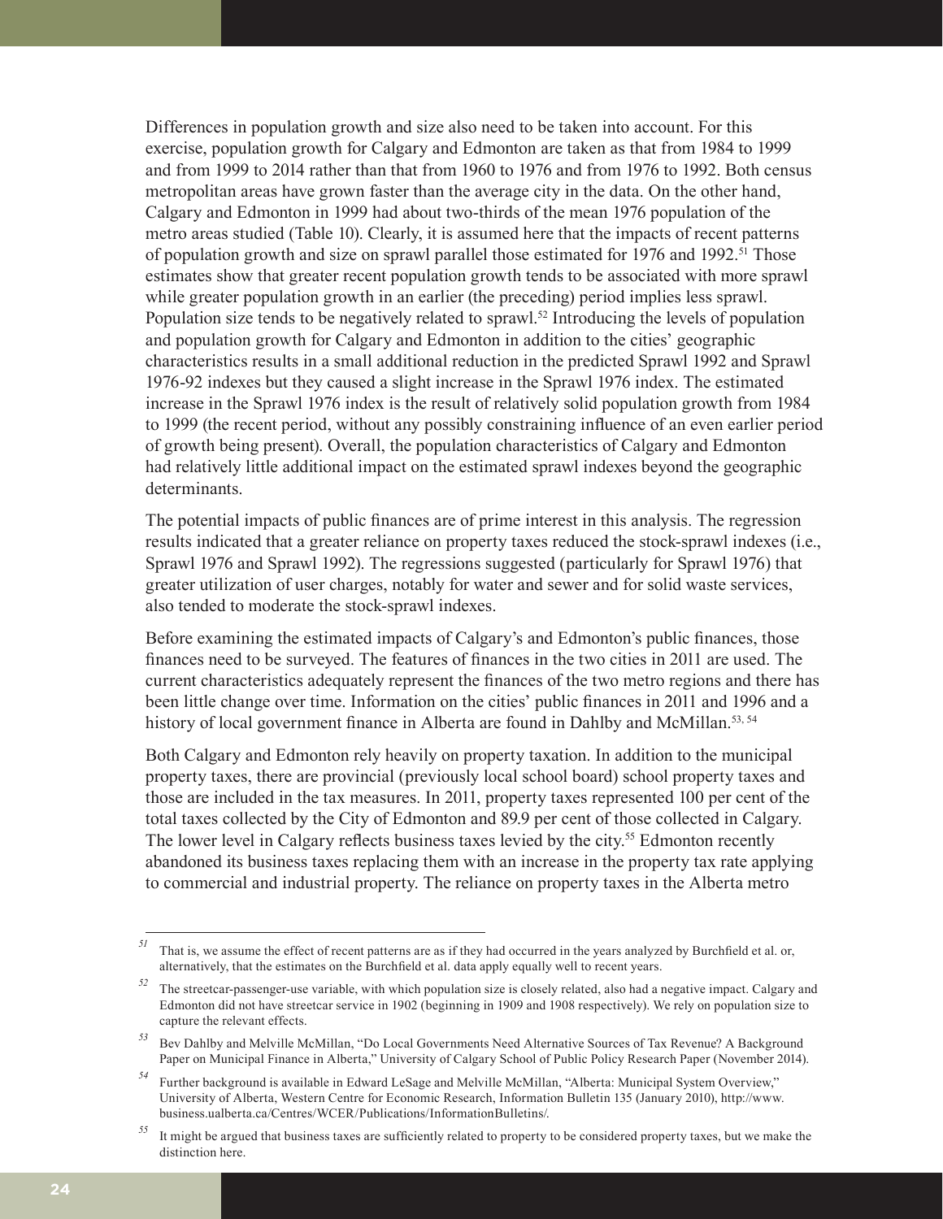Differences in population growth and size also need to be taken into account. For this exercise, population growth for Calgary and Edmonton are taken as that from 1984 to 1999 and from 1999 to 2014 rather than that from 1960 to 1976 and from 1976 to 1992. Both census metropolitan areas have grown faster than the average city in the data. On the other hand, Calgary and Edmonton in 1999 had about two-thirds of the mean 1976 population of the metro areas studied (Table 10). Clearly, it is assumed here that the impacts of recent patterns of population growth and size on sprawl parallel those estimated for 1976 and 1992.[51] Those estimates show that greater recent population growth tends to be associated with more sprawl while greater population growth in an earlier (the preceding) period implies less sprawl. Population size tends to be negatively related to sprawl.[52] Introducing the levels of population and population growth for Calgary and Edmonton in addition to the cities' geographic characteristics results in a small additional reduction in the predicted Sprawl 1992 and Sprawl 1976-92 indexes but they caused a slight increase in the Sprawl 1976 index. The estimated increase in the Sprawl 1976 index is the result of relatively solid population growth from 1984 to 1999 (the recent period, without any possibly constraining influence of an even earlier period of growth being present). Overall, the population characteristics of Calgary and Edmonton had relatively little additional impact on the estimated sprawl indexes beyond the geographic determinants.

The potential impacts of public finances are of prime interest in this analysis. The regression results indicated that a greater reliance on property taxes reduced the stock-sprawl indexes (i.e., Sprawl 1976 and Sprawl 1992). The regressions suggested (particularly for Sprawl 1976) that greater utilization of user charges, notably for water and sewer and for solid waste services, also tended to moderate the stock-sprawl indexes.

Before examining the estimated impacts of Calgary's and Edmonton's public finances, those finances need to be surveyed. The features of finances in the two cities in 2011 are used. The current characteristics adequately represent the finances of the two metro regions and there has been little change over time. Information on the cities' public finances in 2011 and 1996 and a history of local government finance in Alberta are found in Dahlby and McMillan.[53, 54]

Both Calgary and Edmonton rely heavily on property taxation. In addition to the municipal property taxes, there are provincial (previously local school board) school property taxes and those are included in the tax measures. In 2011, property taxes represented 100 per cent of the total taxes collected by the City of Edmonton and 89.9 per cent of those collected in Calgary. The lower level in Calgary reflects business taxes levied by the city.[55] Edmonton recently abandoned its business taxes replacing them with an increase in the property tax rate applying to commercial and industrial property. The reliance on property taxes in the Alberta metro

---

[51] That is, we assume the effect of recent patterns are as if they had occurred in the years analyzed by Burchfield et al. or, alternatively, that the estimates on the Burchfield et al. data apply equally well to recent years.

[52] The streetcar-passenger-use variable, with which population size is closely related, also had a negative impact. Calgary and Edmonton did not have streetcar service in 1902 (beginning in 1909 and 1908 respectively). We rely on population size to capture the relevant effects.

[53] Bev Dahlby and Melville McMillan, "Do Local Governments Need Alternative Sources of Tax Revenue? A Background Paper on Municipal Finance in Alberta," University of Calgary School of Public Policy Research Paper (November 2014).

[54] Further background is available in Edward LeSage and Melville McMillan, "Alberta: Municipal System Overview," University of Alberta, Western Centre for Economic Research, Information Bulletin 135 (January 2010), http://www.business.ualberta.ca/Centres/WCER/Publications/InformationBulletins/.

[55] It might be argued that business taxes are sufficiently related to property to be considered property taxes, but we make the distinction here.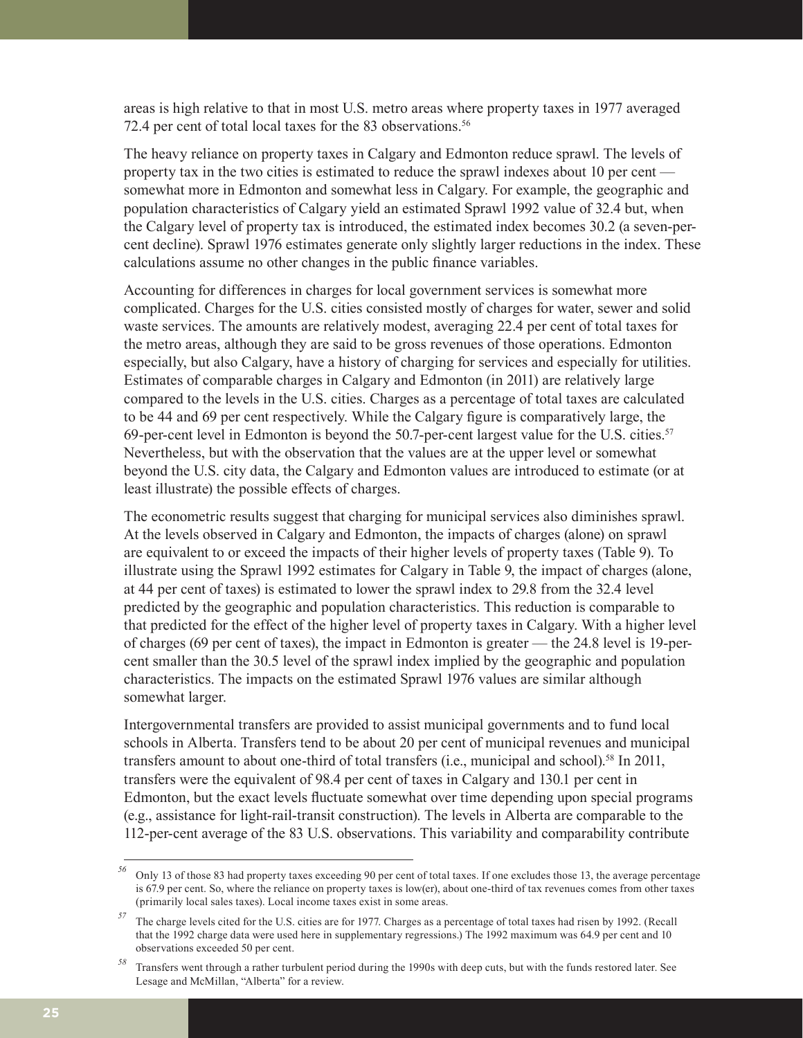areas is high relative to that in most U.S. metro areas where property taxes in 1977 averaged 72.4 per cent of total local taxes for the 83 observations.[56]

The heavy reliance on property taxes in Calgary and Edmonton reduce sprawl. The levels of property tax in the two cities is estimated to reduce the sprawl indexes about 10 per cent — somewhat more in Edmonton and somewhat less in Calgary. For example, the geographic and population characteristics of Calgary yield an estimated Sprawl 1992 value of 32.4 but, when the Calgary level of property tax is introduced, the estimated index becomes 30.2 (a seven-per-cent decline). Sprawl 1976 estimates generate only slightly larger reductions in the index. These calculations assume no other changes in the public finance variables.

Accounting for differences in charges for local government services is somewhat more complicated. Charges for the U.S. cities consisted mostly of charges for water, sewer and solid waste services. The amounts are relatively modest, averaging 22.4 per cent of total taxes for the metro areas, although they are said to be gross revenues of those operations. Edmonton especially, but also Calgary, have a history of charging for services and especially for utilities. Estimates of comparable charges in Calgary and Edmonton (in 2011) are relatively large compared to the levels in the U.S. cities. Charges as a percentage of total taxes are calculated to be 44 and 69 per cent respectively. While the Calgary figure is comparatively large, the 69-per-cent level in Edmonton is beyond the 50.7-per-cent largest value for the U.S. cities.[57] Nevertheless, but with the observation that the values are at the upper level or somewhat beyond the U.S. city data, the Calgary and Edmonton values are introduced to estimate (or at least illustrate) the possible effects of charges.

The econometric results suggest that charging for municipal services also diminishes sprawl. At the levels observed in Calgary and Edmonton, the impacts of charges (alone) on sprawl are equivalent to or exceed the impacts of their higher levels of property taxes (Table 9). To illustrate using the Sprawl 1992 estimates for Calgary in Table 9, the impact of charges (alone, at 44 per cent of taxes) is estimated to lower the sprawl index to 29.8 from the 32.4 level predicted by the geographic and population characteristics. This reduction is comparable to that predicted for the effect of the higher level of property taxes in Calgary. With a higher level of charges (69 per cent of taxes), the impact in Edmonton is greater — the 24.8 level is 19-per-cent smaller than the 30.5 level of the sprawl index implied by the geographic and population characteristics. The impacts on the estimated Sprawl 1976 values are similar although somewhat larger.

Intergovernmental transfers are provided to assist municipal governments and to fund local schools in Alberta. Transfers tend to be about 20 per cent of municipal revenues and municipal transfers amount to about one-third of total transfers (i.e., municipal and school).[58] In 2011, transfers were the equivalent of 98.4 per cent of taxes in Calgary and 130.1 per cent in Edmonton, but the exact levels fluctuate somewhat over time depending upon special programs (e.g., assistance for light-rail-transit construction). The levels in Alberta are comparable to the 112-per-cent average of the 83 U.S. observations. This variability and comparability contribute

[56] Only 13 of those 83 had property taxes exceeding 90 per cent of total taxes. If one excludes those 13, the average percentage is 67.9 per cent. So, where the reliance on property taxes is low(er), about one-third of tax revenues comes from other taxes (primarily local sales taxes). Local income taxes exist in some areas.

[57] The charge levels cited for the U.S. cities are for 1977. Charges as a percentage of total taxes had risen by 1992. (Recall that the 1992 charge data were used here in supplementary regressions.) The 1992 maximum was 64.9 per cent and 10 observations exceeded 50 per cent.

[58] Transfers went through a rather turbulent period during the 1990s with deep cuts, but with the funds restored later. See Lesage and McMillan, "Alberta" for a review.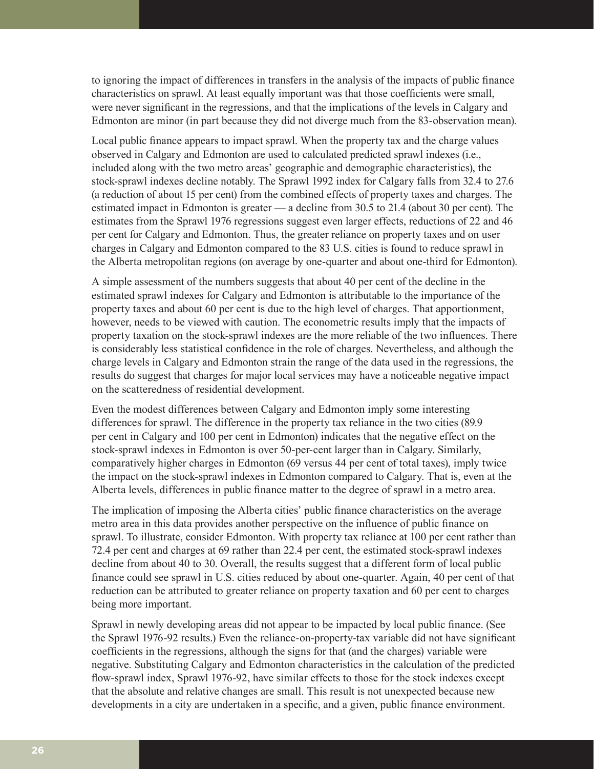to ignoring the impact of differences in transfers in the analysis of the impacts of public finance characteristics on sprawl. At least equally important was that those coefficients were small, were never significant in the regressions, and that the implications of the levels in Calgary and Edmonton are minor (in part because they did not diverge much from the 83-observation mean).

Local public finance appears to impact sprawl. When the property tax and the charge values observed in Calgary and Edmonton are used to calculated predicted sprawl indexes (i.e., included along with the two metro areas' geographic and demographic characteristics), the stock-sprawl indexes decline notably. The Sprawl 1992 index for Calgary falls from 32.4 to 27.6 (a reduction of about 15 per cent) from the combined effects of property taxes and charges. The estimated impact in Edmonton is greater — a decline from 30.5 to 21.4 (about 30 per cent). The estimates from the Sprawl 1976 regressions suggest even larger effects, reductions of 22 and 46 per cent for Calgary and Edmonton. Thus, the greater reliance on property taxes and on user charges in Calgary and Edmonton compared to the 83 U.S. cities is found to reduce sprawl in the Alberta metropolitan regions (on average by one-quarter and about one-third for Edmonton).

A simple assessment of the numbers suggests that about 40 per cent of the decline in the estimated sprawl indexes for Calgary and Edmonton is attributable to the importance of the property taxes and about 60 per cent is due to the high level of charges. That apportionment, however, needs to be viewed with caution. The econometric results imply that the impacts of property taxation on the stock-sprawl indexes are the more reliable of the two influences. There is considerably less statistical confidence in the role of charges. Nevertheless, and although the charge levels in Calgary and Edmonton strain the range of the data used in the regressions, the results do suggest that charges for major local services may have a noticeable negative impact on the scatteredness of residential development.

Even the modest differences between Calgary and Edmonton imply some interesting differences for sprawl. The difference in the property tax reliance in the two cities (89.9 per cent in Calgary and 100 per cent in Edmonton) indicates that the negative effect on the stock-sprawl indexes in Edmonton is over 50-per-cent larger than in Calgary. Similarly, comparatively higher charges in Edmonton (69 versus 44 per cent of total taxes), imply twice the impact on the stock-sprawl indexes in Edmonton compared to Calgary. That is, even at the Alberta levels, differences in public finance matter to the degree of sprawl in a metro area.

The implication of imposing the Alberta cities' public finance characteristics on the average metro area in this data provides another perspective on the influence of public finance on sprawl. To illustrate, consider Edmonton. With property tax reliance at 100 per cent rather than 72.4 per cent and charges at 69 rather than 22.4 per cent, the estimated stock-sprawl indexes decline from about 40 to 30. Overall, the results suggest that a different form of local public finance could see sprawl in U.S. cities reduced by about one-quarter. Again, 40 per cent of that reduction can be attributed to greater reliance on property taxation and 60 per cent to charges being more important.

Sprawl in newly developing areas did not appear to be impacted by local public finance. (See the Sprawl 1976-92 results.) Even the reliance-on-property-tax variable did not have significant coefficients in the regressions, although the signs for that (and the charges) variable were negative. Substituting Calgary and Edmonton characteristics in the calculation of the predicted flow-sprawl index, Sprawl 1976-92, have similar effects to those for the stock indexes except that the absolute and relative changes are small. This result is not unexpected because new developments in a city are undertaken in a specific, and a given, public finance environment.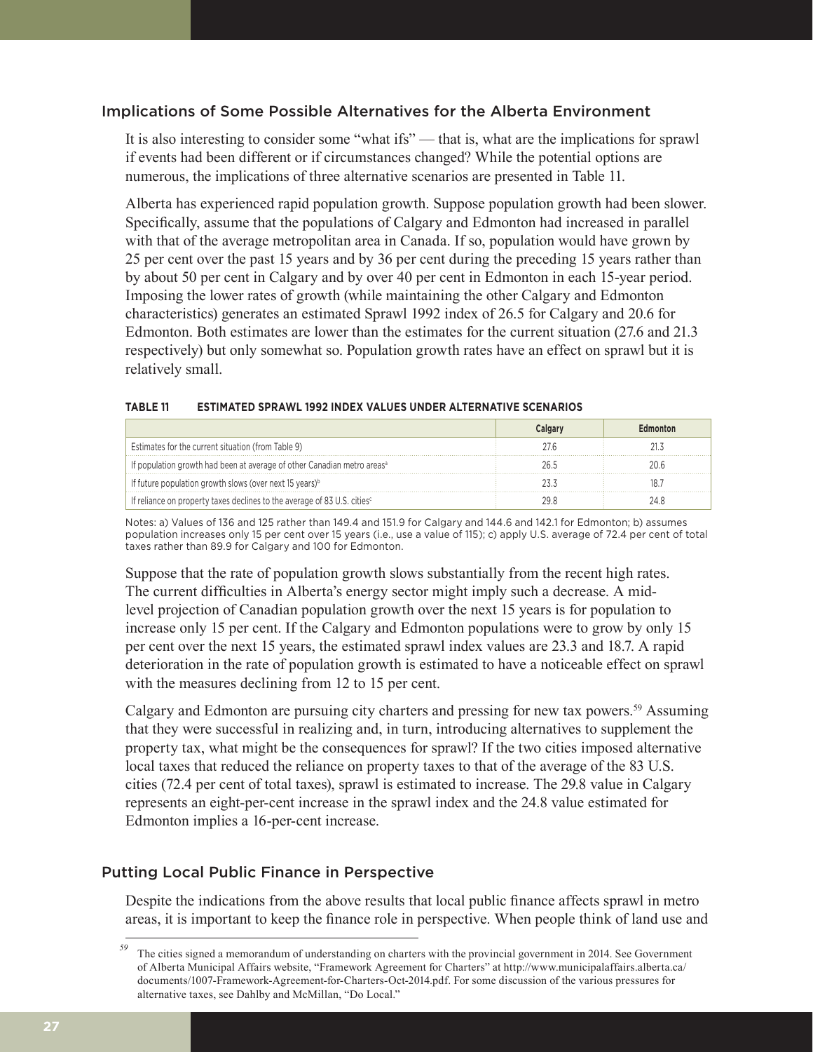## Implications of Some Possible Alternatives for the Alberta Environment

It is also interesting to consider some "what ifs" — that is, what are the implications for sprawl if events had been different or if circumstances changed? While the potential options are numerous, the implications of three alternative scenarios are presented in Table 11.

Alberta has experienced rapid population growth. Suppose population growth had been slower. Specifically, assume that the populations of Calgary and Edmonton had increased in parallel with that of the average metropolitan area in Canada. If so, population would have grown by 25 per cent over the past 15 years and by 36 per cent during the preceding 15 years rather than by about 50 per cent in Calgary and by over 40 per cent in Edmonton in each 15-year period. Imposing the lower rates of growth (while maintaining the other Calgary and Edmonton characteristics) generates an estimated Sprawl 1992 index of 26.5 for Calgary and 20.6 for Edmonton. Both estimates are lower than the estimates for the current situation (27.6 and 21.3 respectively) but only somewhat so. Population growth rates have an effect on sprawl but it is relatively small.

**TABLE 11 ESTIMATED SPRAWL 1992 INDEX VALUES UNDER ALTERNATIVE SCENARIOS**

| | Calgary | Edmonton |
|---|---|---|
| Estimates for the current situation (from Table 9) | 27.6 | 21.3 |
| If population growth had been at average of other Canadian metro areas[a] | 26.5 | 20.6 |
| If future population growth slows (over next 15 years)[b] | 23.3 | 18.7 |
| If reliance on property taxes declines to the average of 83 U.S. cities[c] | 29.8 | 24.8 |

Notes: a) Values of 136 and 125 rather than 149.4 and 151.9 for Calgary and 144.6 and 142.1 for Edmonton; b) assumes population increases only 15 per cent over 15 years (i.e., use a value of 115); c) apply U.S. average of 72.4 per cent of total taxes rather than 89.9 for Calgary and 100 for Edmonton.

Suppose that the rate of population growth slows substantially from the recent high rates. The current difficulties in Alberta's energy sector might imply such a decrease. A mid-level projection of Canadian population growth over the next 15 years is for population to increase only 15 per cent. If the Calgary and Edmonton populations were to grow by only 15 per cent over the next 15 years, the estimated sprawl index values are 23.3 and 18.7. A rapid deterioration in the rate of population growth is estimated to have a noticeable effect on sprawl with the measures declining from 12 to 15 per cent.

Calgary and Edmonton are pursuing city charters and pressing for new tax powers.[59] Assuming that they were successful in realizing and, in turn, introducing alternatives to supplement the property tax, what might be the consequences for sprawl? If the two cities imposed alternative local taxes that reduced the reliance on property taxes to that of the average of the 83 U.S. cities (72.4 per cent of total taxes), sprawl is estimated to increase. The 29.8 value in Calgary represents an eight-per-cent increase in the sprawl index and the 24.8 value estimated for Edmonton implies a 16-per-cent increase.

## Putting Local Public Finance in Perspective

Despite the indications from the above results that local public finance affects sprawl in metro areas, it is important to keep the finance role in perspective. When people think of land use and

---

[59] The cities signed a memorandum of understanding on charters with the provincial government in 2014. See Government of Alberta Municipal Affairs website, "Framework Agreement for Charters" at http://www.municipalaffairs.alberta.ca/documents/1007-Framework-Agreement-for-Charters-Oct-2014.pdf. For some discussion of the various pressures for alternative taxes, see Dahlby and McMillan, "Do Local."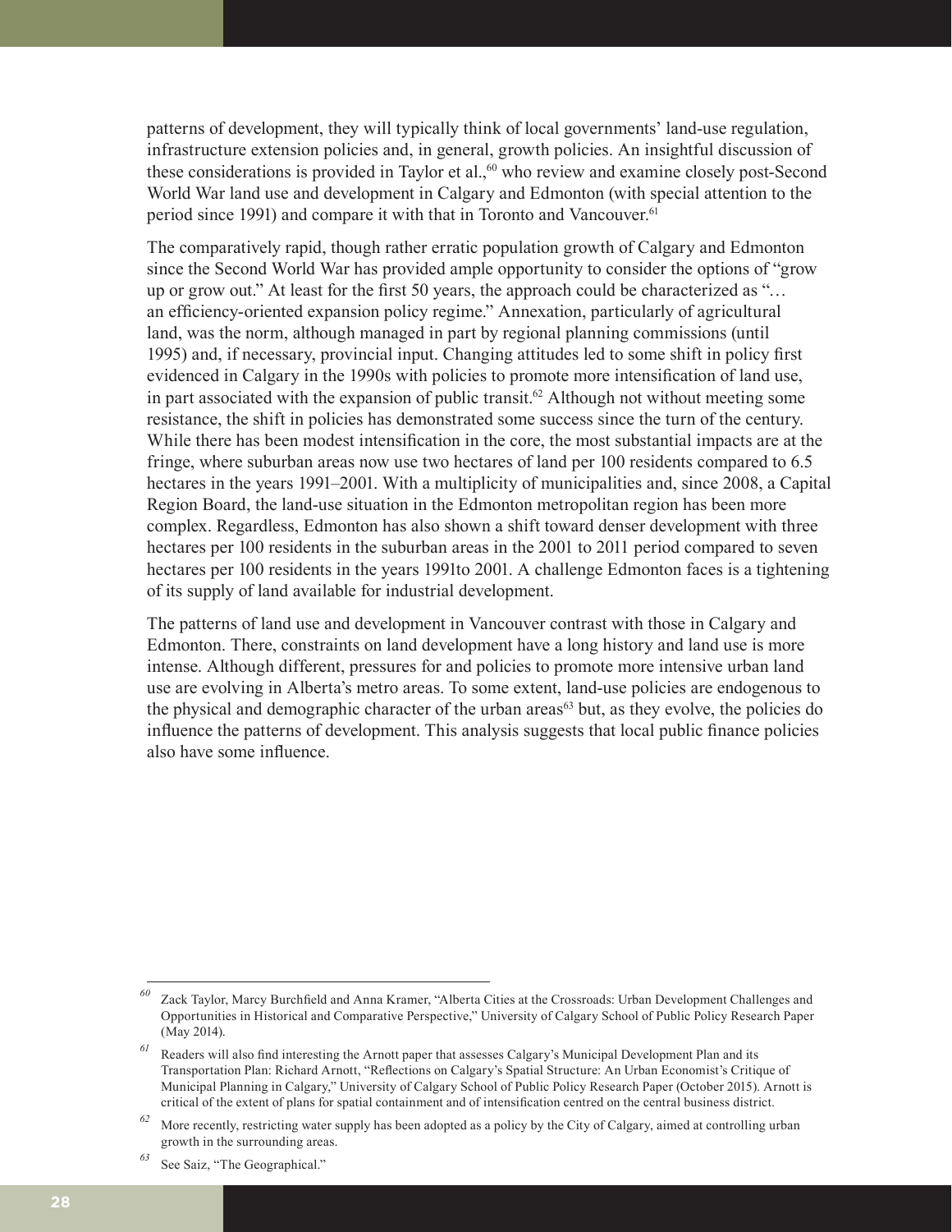patterns of development, they will typically think of local governments' land-use regulation, infrastructure extension policies and, in general, growth policies. An insightful discussion of these considerations is provided in Taylor et al.,[60] who review and examine closely post-Second World War land use and development in Calgary and Edmonton (with special attention to the period since 1991) and compare it with that in Toronto and Vancouver.[61]

The comparatively rapid, though rather erratic population growth of Calgary and Edmonton since the Second World War has provided ample opportunity to consider the options of "grow up or grow out." At least for the first 50 years, the approach could be characterized as "… an efficiency-oriented expansion policy regime." Annexation, particularly of agricultural land, was the norm, although managed in part by regional planning commissions (until 1995) and, if necessary, provincial input. Changing attitudes led to some shift in policy first evidenced in Calgary in the 1990s with policies to promote more intensification of land use, in part associated with the expansion of public transit.[62] Although not without meeting some resistance, the shift in policies has demonstrated some success since the turn of the century. While there has been modest intensification in the core, the most substantial impacts are at the fringe, where suburban areas now use two hectares of land per 100 residents compared to 6.5 hectares in the years 1991–2001. With a multiplicity of municipalities and, since 2008, a Capital Region Board, the land-use situation in the Edmonton metropolitan region has been more complex. Regardless, Edmonton has also shown a shift toward denser development with three hectares per 100 residents in the suburban areas in the 2001 to 2011 period compared to seven hectares per 100 residents in the years 1991to 2001. A challenge Edmonton faces is a tightening of its supply of land available for industrial development.

The patterns of land use and development in Vancouver contrast with those in Calgary and Edmonton. There, constraints on land development have a long history and land use is more intense. Although different, pressures for and policies to promote more intensive urban land use are evolving in Alberta's metro areas. To some extent, land-use policies are endogenous to the physical and demographic character of the urban areas[63] but, as they evolve, the policies do influence the patterns of development. This analysis suggests that local public finance policies also have some influence.

---

[60] Zack Taylor, Marcy Burchfield and Anna Kramer, "Alberta Cities at the Crossroads: Urban Development Challenges and Opportunities in Historical and Comparative Perspective," University of Calgary School of Public Policy Research Paper (May 2014).

[61] Readers will also find interesting the Arnott paper that assesses Calgary's Municipal Development Plan and its Transportation Plan: Richard Arnott, "Reflections on Calgary's Spatial Structure: An Urban Economist's Critique of Municipal Planning in Calgary," University of Calgary School of Public Policy Research Paper (October 2015). Arnott is critical of the extent of plans for spatial containment and of intensification centred on the central business district.

[62] More recently, restricting water supply has been adopted as a policy by the City of Calgary, aimed at controlling urban growth in the surrounding areas.

[63] See Saiz, "The Geographical."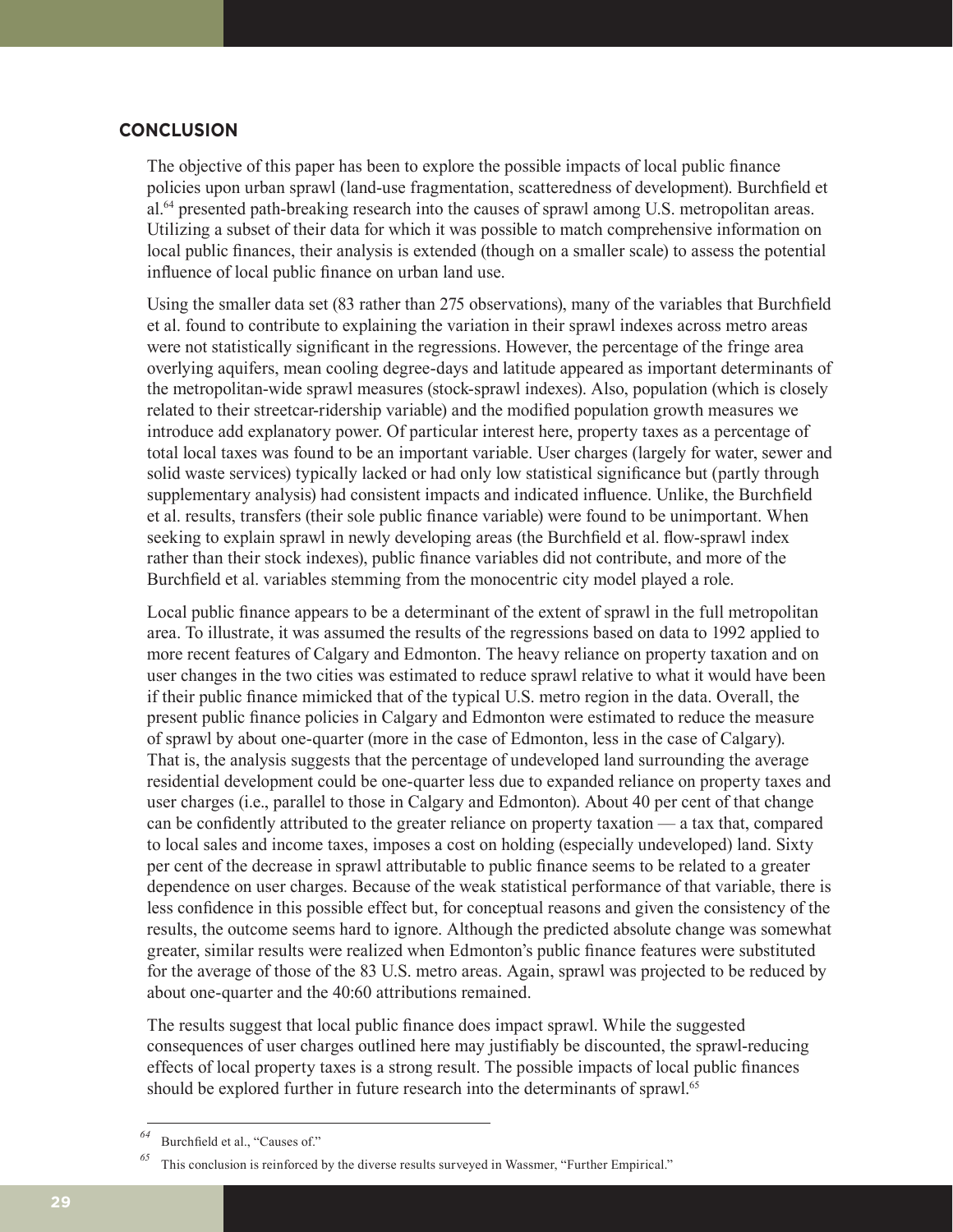## CONCLUSION

The objective of this paper has been to explore the possible impacts of local public finance policies upon urban sprawl (land-use fragmentation, scatteredness of development). Burchfield et al.[64] presented path-breaking research into the causes of sprawl among U.S. metropolitan areas. Utilizing a subset of their data for which it was possible to match comprehensive information on local public finances, their analysis is extended (though on a smaller scale) to assess the potential influence of local public finance on urban land use.

Using the smaller data set (83 rather than 275 observations), many of the variables that Burchfield et al. found to contribute to explaining the variation in their sprawl indexes across metro areas were not statistically significant in the regressions. However, the percentage of the fringe area overlying aquifers, mean cooling degree-days and latitude appeared as important determinants of the metropolitan-wide sprawl measures (stock-sprawl indexes). Also, population (which is closely related to their streetcar-ridership variable) and the modified population growth measures we introduce add explanatory power. Of particular interest here, property taxes as a percentage of total local taxes was found to be an important variable. User charges (largely for water, sewer and solid waste services) typically lacked or had only low statistical significance but (partly through supplementary analysis) had consistent impacts and indicated influence. Unlike, the Burchfield et al. results, transfers (their sole public finance variable) were found to be unimportant. When seeking to explain sprawl in newly developing areas (the Burchfield et al. flow-sprawl index rather than their stock indexes), public finance variables did not contribute, and more of the Burchfield et al. variables stemming from the monocentric city model played a role.

Local public finance appears to be a determinant of the extent of sprawl in the full metropolitan area. To illustrate, it was assumed the results of the regressions based on data to 1992 applied to more recent features of Calgary and Edmonton. The heavy reliance on property taxation and on user changes in the two cities was estimated to reduce sprawl relative to what it would have been if their public finance mimicked that of the typical U.S. metro region in the data. Overall, the present public finance policies in Calgary and Edmonton were estimated to reduce the measure of sprawl by about one-quarter (more in the case of Edmonton, less in the case of Calgary). That is, the analysis suggests that the percentage of undeveloped land surrounding the average residential development could be one-quarter less due to expanded reliance on property taxes and user charges (i.e., parallel to those in Calgary and Edmonton). About 40 per cent of that change can be confidently attributed to the greater reliance on property taxation — a tax that, compared to local sales and income taxes, imposes a cost on holding (especially undeveloped) land. Sixty per cent of the decrease in sprawl attributable to public finance seems to be related to a greater dependence on user charges. Because of the weak statistical performance of that variable, there is less confidence in this possible effect but, for conceptual reasons and given the consistency of the results, the outcome seems hard to ignore. Although the predicted absolute change was somewhat greater, similar results were realized when Edmonton's public finance features were substituted for the average of those of the 83 U.S. metro areas. Again, sprawl was projected to be reduced by about one-quarter and the 40:60 attributions remained.

The results suggest that local public finance does impact sprawl. While the suggested consequences of user charges outlined here may justifiably be discounted, the sprawl-reducing effects of local property taxes is a strong result. The possible impacts of local public finances should be explored further in future research into the determinants of sprawl.[65]

---

[64] Burchfield et al., "Causes of."

[65] This conclusion is reinforced by the diverse results surveyed in Wassmer, "Further Empirical."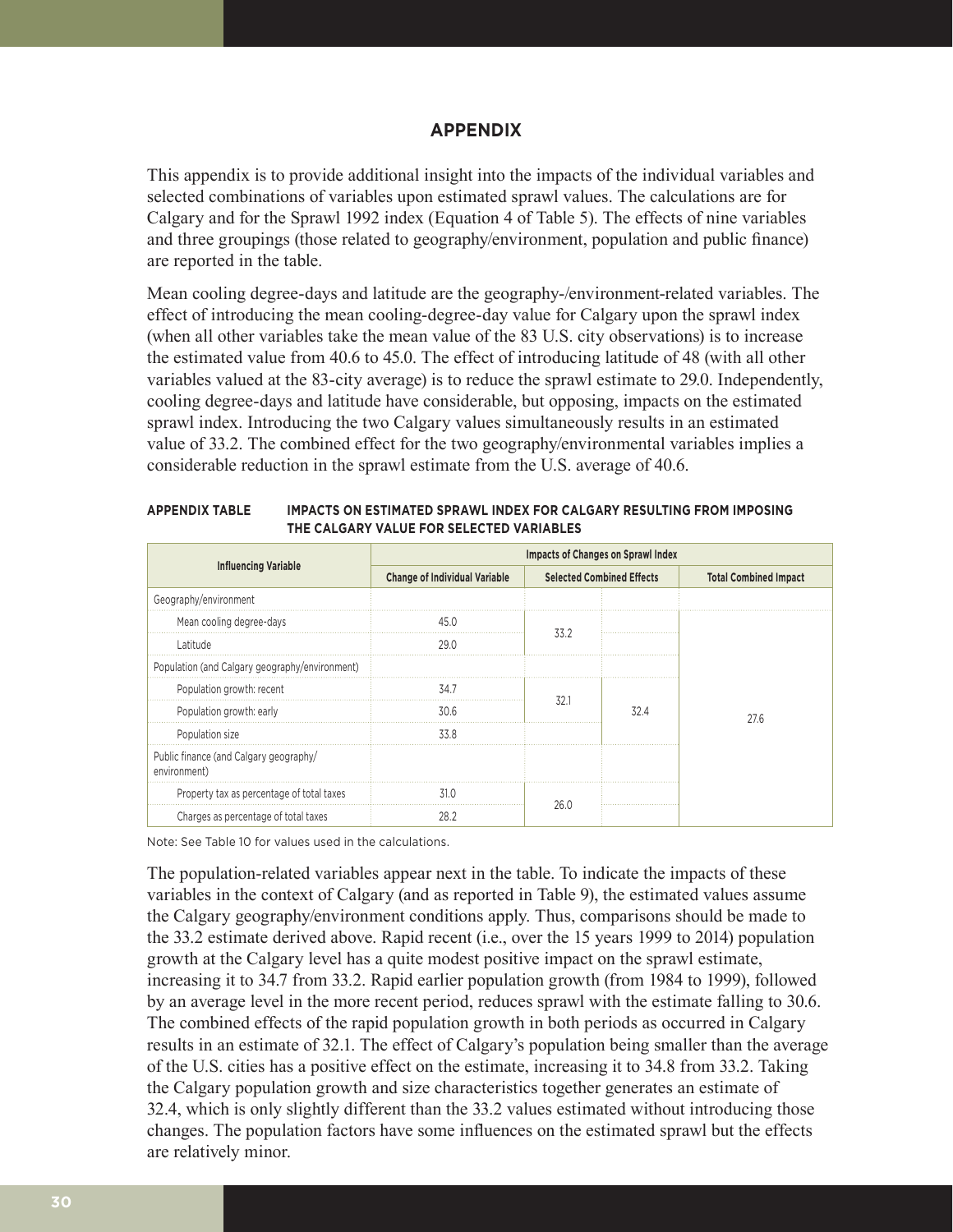# APPENDIX

This appendix is to provide additional insight into the impacts of the individual variables and selected combinations of variables upon estimated sprawl values. The calculations are for Calgary and for the Sprawl 1992 index (Equation 4 of Table 5). The effects of nine variables and three groupings (those related to geography/environment, population and public finance) are reported in the table.

Mean cooling degree-days and latitude are the geography-/environment-related variables. The effect of introducing the mean cooling-degree-day value for Calgary upon the sprawl index (when all other variables take the mean value of the 83 U.S. city observations) is to increase the estimated value from 40.6 to 45.0. The effect of introducing latitude of 48 (with all other variables valued at the 83-city average) is to reduce the sprawl estimate to 29.0. Independently, cooling degree-days and latitude have considerable, but opposing, impacts on the estimated sprawl index. Introducing the two Calgary values simultaneously results in an estimated value of 33.2. The combined effect for the two geography/environmental variables implies a considerable reduction in the sprawl estimate from the U.S. average of 40.6.

**APPENDIX TABLE IMPACTS ON ESTIMATED SPRAWL INDEX FOR CALGARY RESULTING FROM IMPOSING THE CALGARY VALUE FOR SELECTED VARIABLES**

| Influencing Variable | Impacts of Changes on Sprawl Index | | | |
|---|---|---|---|---|
| | Change of Individual Variable | Selected Combined Effects | | Total Combined Impact |
| Geography/environment | | | | |
| Mean cooling degree-days | 45.0 | 33.2 | | 27.6 |
| Latitude | 29.0 | | | |
| Population (and Calgary geography/environment) | | | | |
| Population growth: recent | 34.7 | 32.1 | 32.4 | |
| Population growth: early | 30.6 | | | |
| Population size | 33.8 | | | |
| Public finance (and Calgary geography/ environment) | | | | |
| Property tax as percentage of total taxes | 31.0 | 26.0 | | |
| Charges as percentage of total taxes | 28.2 | | | |

Note: See Table 10 for values used in the calculations.

The population-related variables appear next in the table. To indicate the impacts of these variables in the context of Calgary (and as reported in Table 9), the estimated values assume the Calgary geography/environment conditions apply. Thus, comparisons should be made to the 33.2 estimate derived above. Rapid recent (i.e., over the 15 years 1999 to 2014) population growth at the Calgary level has a quite modest positive impact on the sprawl estimate, increasing it to 34.7 from 33.2. Rapid earlier population growth (from 1984 to 1999), followed by an average level in the more recent period, reduces sprawl with the estimate falling to 30.6. The combined effects of the rapid population growth in both periods as occurred in Calgary results in an estimate of 32.1. The effect of Calgary's population being smaller than the average of the U.S. cities has a positive effect on the estimate, increasing it to 34.8 from 33.2. Taking the Calgary population growth and size characteristics together generates an estimate of 32.4, which is only slightly different than the 33.2 values estimated without introducing those changes. The population factors have some influences on the estimated sprawl but the effects are relatively minor.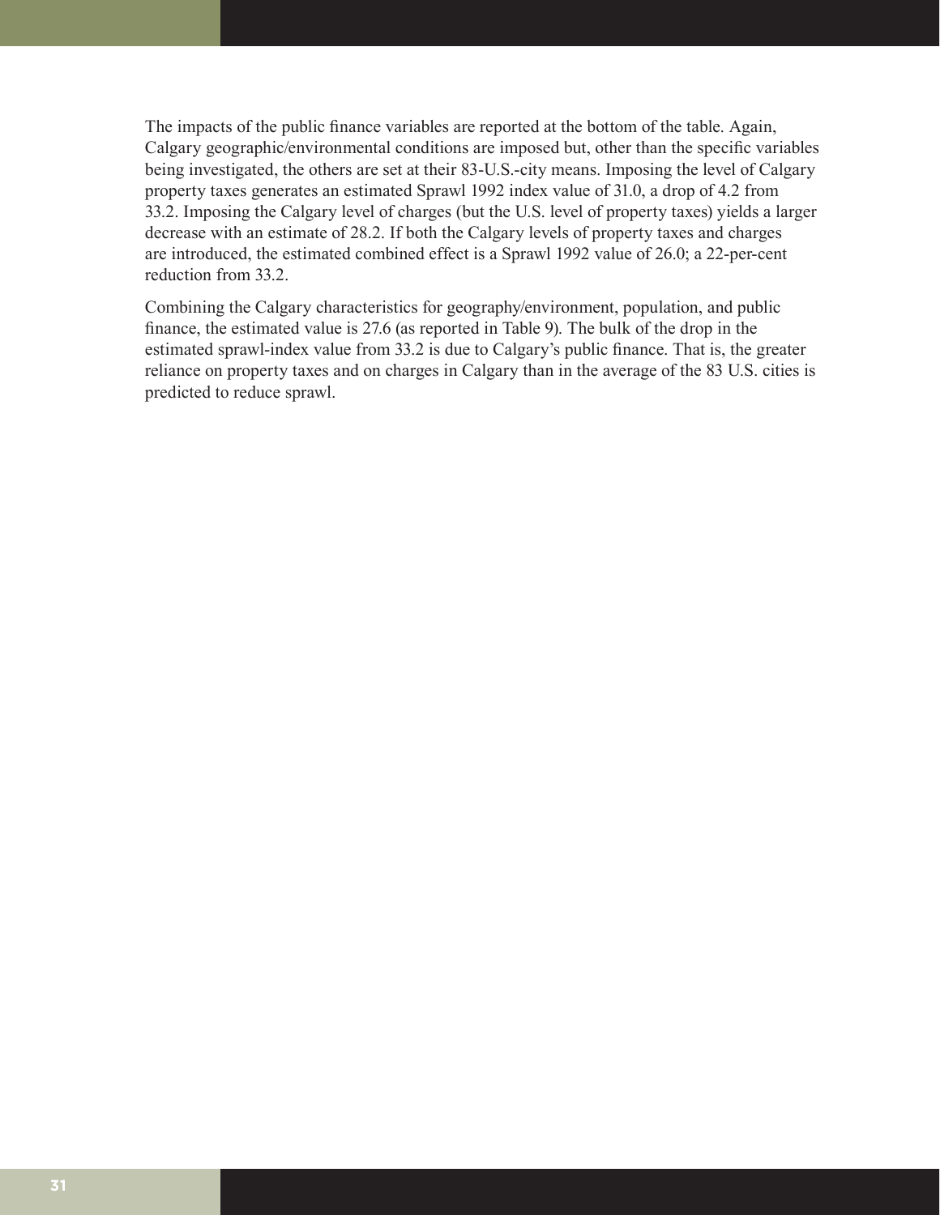The impacts of the public finance variables are reported at the bottom of the table. Again, Calgary geographic/environmental conditions are imposed but, other than the specific variables being investigated, the others are set at their 83-U.S.-city means. Imposing the level of Calgary property taxes generates an estimated Sprawl 1992 index value of 31.0, a drop of 4.2 from 33.2. Imposing the Calgary level of charges (but the U.S. level of property taxes) yields a larger decrease with an estimate of 28.2. If both the Calgary levels of property taxes and charges are introduced, the estimated combined effect is a Sprawl 1992 value of 26.0; a 22-per-cent reduction from 33.2.

Combining the Calgary characteristics for geography/environment, population, and public finance, the estimated value is 27.6 (as reported in Table 9). The bulk of the drop in the estimated sprawl-index value from 33.2 is due to Calgary's public finance. That is, the greater reliance on property taxes and on charges in Calgary than in the average of the 83 U.S. cities is predicted to reduce sprawl.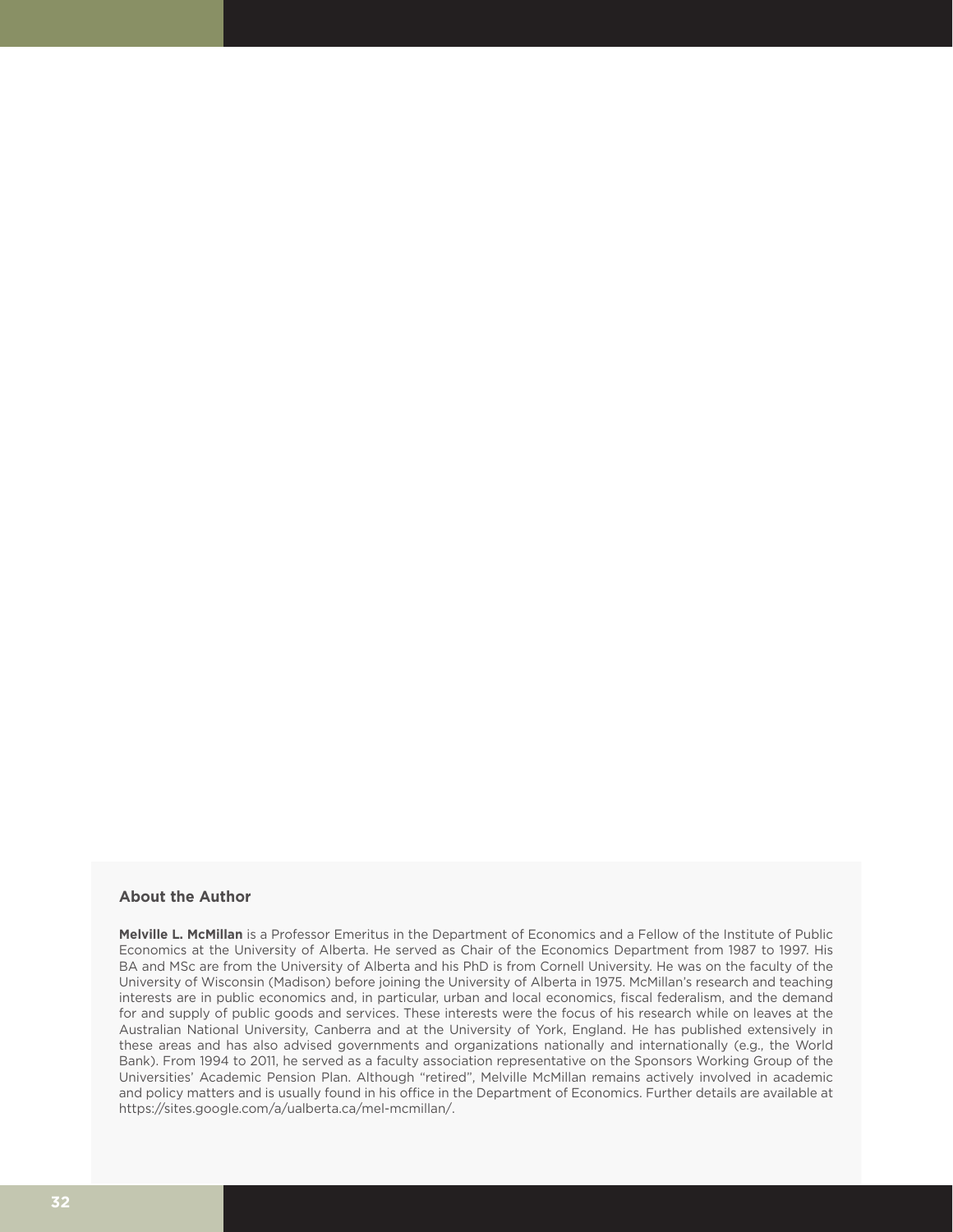## About the Author

**Melville L. McMillan** is a Professor Emeritus in the Department of Economics and a Fellow of the Institute of Public Economics at the University of Alberta. He served as Chair of the Economics Department from 1987 to 1997. His BA and MSc are from the University of Alberta and his PhD is from Cornell University. He was on the faculty of the University of Wisconsin (Madison) before joining the University of Alberta in 1975. McMillan's research and teaching interests are in public economics and, in particular, urban and local economics, fiscal federalism, and the demand for and supply of public goods and services. These interests were the focus of his research while on leaves at the Australian National University, Canberra and at the University of York, England. He has published extensively in these areas and has also advised governments and organizations nationally and internationally (e.g., the World Bank). From 1994 to 2011, he served as a faculty association representative on the Sponsors Working Group of the Universities' Academic Pension Plan. Although "retired", Melville McMillan remains actively involved in academic and policy matters and is usually found in his office in the Department of Economics. Further details are available at https://sites.google.com/a/ualberta.ca/mel-mcmillan/.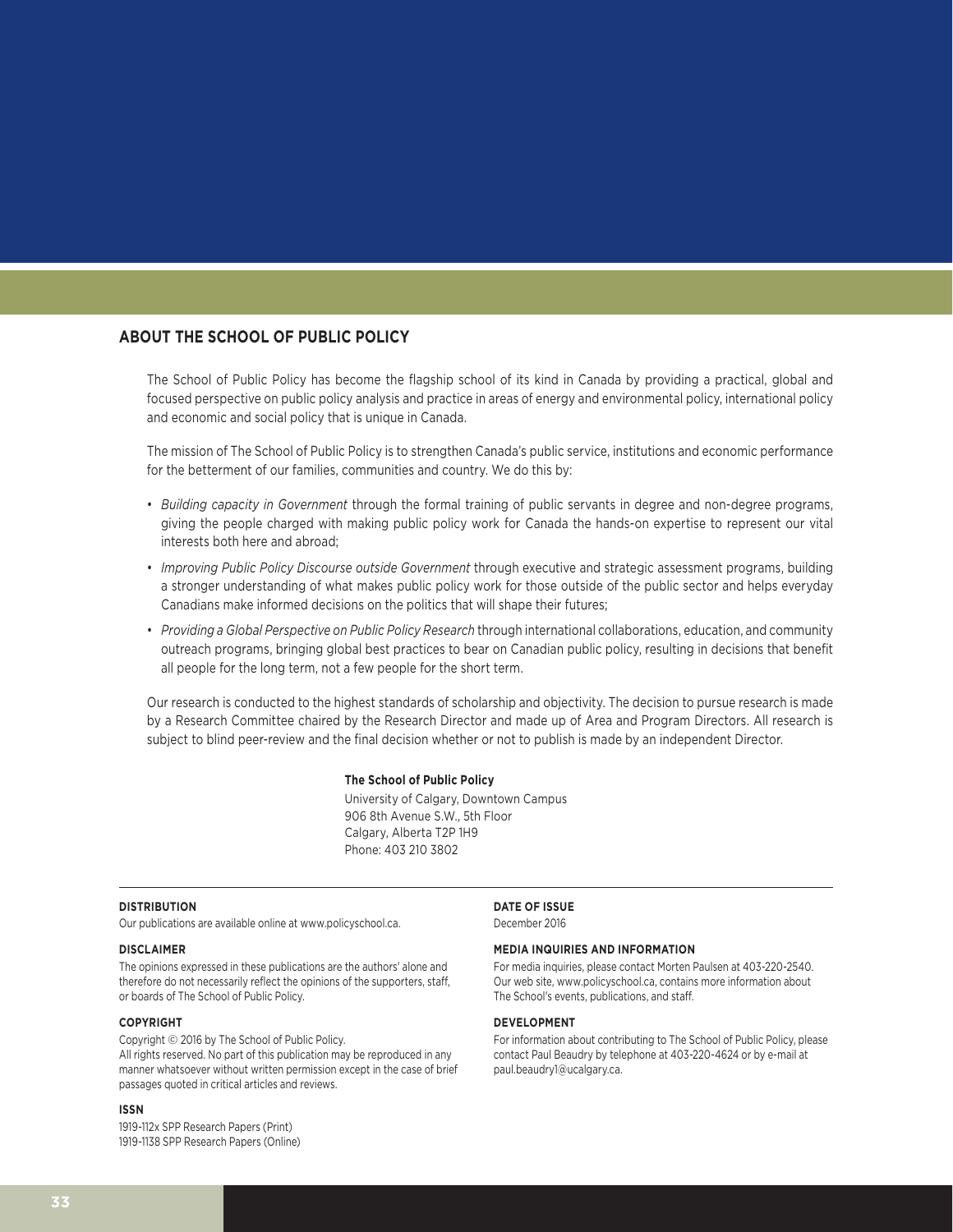## ABOUT THE SCHOOL OF PUBLIC POLICY

The School of Public Policy has become the flagship school of its kind in Canada by providing a practical, global and focused perspective on public policy analysis and practice in areas of energy and environmental policy, international policy and economic and social policy that is unique in Canada.

The mission of The School of Public Policy is to strengthen Canada's public service, institutions and economic performance for the betterment of our families, communities and country. We do this by:

- *Building capacity in Government* through the formal training of public servants in degree and non-degree programs, giving the people charged with making public policy work for Canada the hands-on expertise to represent our vital interests both here and abroad;
- *Improving Public Policy Discourse outside Government* through executive and strategic assessment programs, building a stronger understanding of what makes public policy work for those outside of the public sector and helps everyday Canadians make informed decisions on the politics that will shape their futures;
- *Providing a Global Perspective on Public Policy Research* through international collaborations, education, and community outreach programs, bringing global best practices to bear on Canadian public policy, resulting in decisions that benefit all people for the long term, not a few people for the short term.

Our research is conducted to the highest standards of scholarship and objectivity. The decision to pursue research is made by a Research Committee chaired by the Research Director and made up of Area and Program Directors. All research is subject to blind peer-review and the final decision whether or not to publish is made by an independent Director.

**The School of Public Policy**
University of Calgary, Downtown Campus
906 8th Avenue S.W., 5th Floor
Calgary, Alberta T2P 1H9
Phone: 403 210 3802

**DISTRIBUTION**
Our publications are available online at www.policyschool.ca.

**DISCLAIMER**
The opinions expressed in these publications are the authors' alone and therefore do not necessarily reflect the opinions of the supporters, staff, or boards of The School of Public Policy.

**COPYRIGHT**
Copyright © 2016 by The School of Public Policy.
All rights reserved. No part of this publication may be reproduced in any manner whatsoever without written permission except in the case of brief passages quoted in critical articles and reviews.

**ISSN**
1919-112x SPP Research Papers (Print)
1919-1138 SPP Research Papers (Online)

**DATE OF ISSUE**
December 2016

**MEDIA INQUIRIES AND INFORMATION**
For media inquiries, please contact Morten Paulsen at 403-220-2540. Our web site, www.policyschool.ca, contains more information about The School's events, publications, and staff.

**DEVELOPMENT**
For information about contributing to The School of Public Policy, please contact Paul Beaudry by telephone at 403-220-4624 or by e-mail at paul.beaudry1@ucalgary.ca.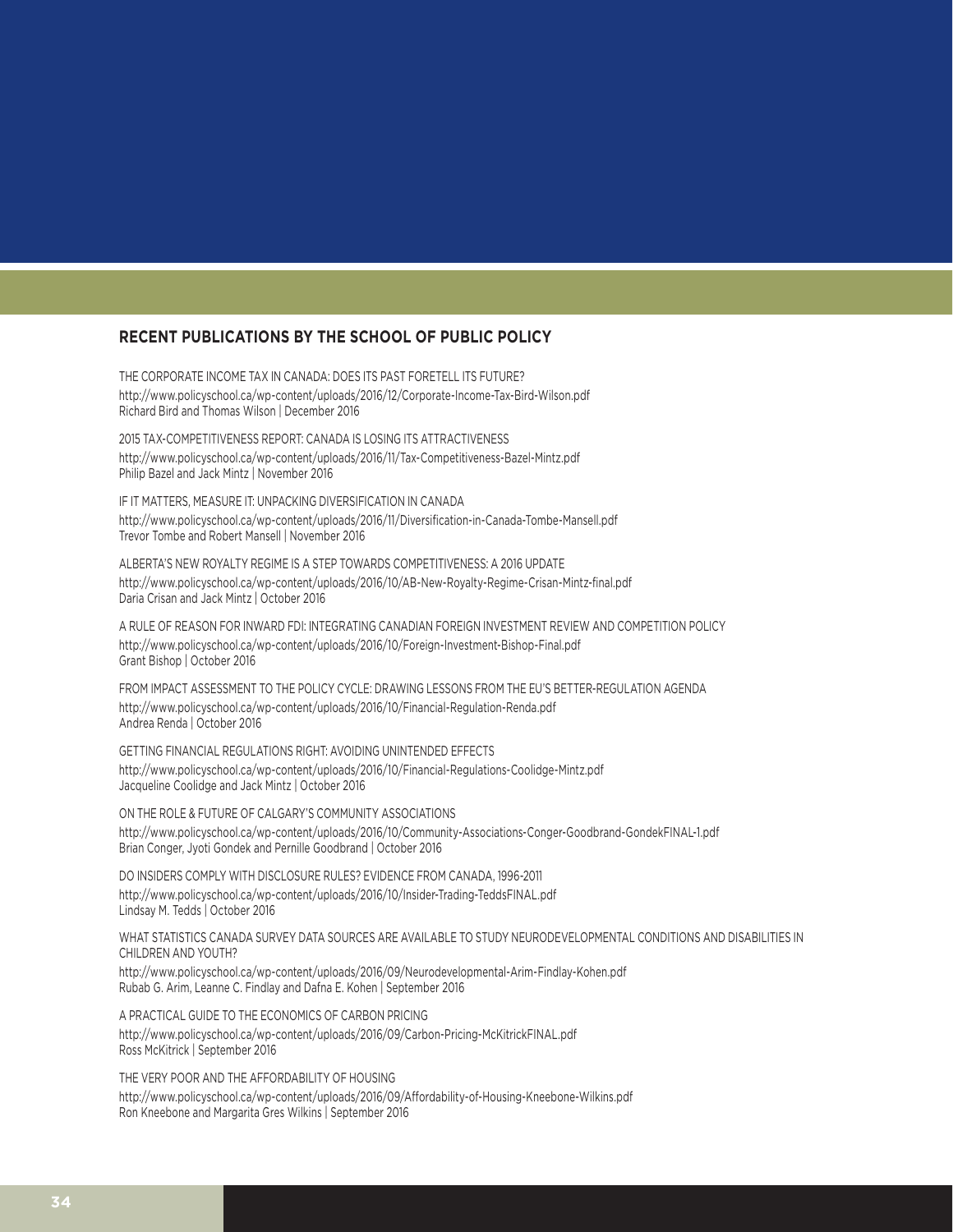## RECENT PUBLICATIONS BY THE SCHOOL OF PUBLIC POLICY

THE CORPORATE INCOME TAX IN CANADA: DOES ITS PAST FORETELL ITS FUTURE?
http://www.policyschool.ca/wp-content/uploads/2016/12/Corporate-Income-Tax-Bird-Wilson.pdf
Richard Bird and Thomas Wilson | December 2016

2015 TAX-COMPETITIVENESS REPORT: CANADA IS LOSING ITS ATTRACTIVENESS
http://www.policyschool.ca/wp-content/uploads/2016/11/Tax-Competitiveness-Bazel-Mintz.pdf
Philip Bazel and Jack Mintz | November 2016

IF IT MATTERS, MEASURE IT: UNPACKING DIVERSIFICATION IN CANADA
http://www.policyschool.ca/wp-content/uploads/2016/11/Diversification-in-Canada-Tombe-Mansell.pdf
Trevor Tombe and Robert Mansell | November 2016

ALBERTA'S NEW ROYALTY REGIME IS A STEP TOWARDS COMPETITIVENESS: A 2016 UPDATE
http://www.policyschool.ca/wp-content/uploads/2016/10/AB-New-Royalty-Regime-Crisan-Mintz-final.pdf
Daria Crisan and Jack Mintz | October 2016

A RULE OF REASON FOR INWARD FDI: INTEGRATING CANADIAN FOREIGN INVESTMENT REVIEW AND COMPETITION POLICY
http://www.policyschool.ca/wp-content/uploads/2016/10/Foreign-Investment-Bishop-Final.pdf
Grant Bishop | October 2016

FROM IMPACT ASSESSMENT TO THE POLICY CYCLE: DRAWING LESSONS FROM THE EU'S BETTER-REGULATION AGENDA
http://www.policyschool.ca/wp-content/uploads/2016/10/Financial-Regulation-Renda.pdf
Andrea Renda | October 2016

GETTING FINANCIAL REGULATIONS RIGHT: AVOIDING UNINTENDED EFFECTS
http://www.policyschool.ca/wp-content/uploads/2016/10/Financial-Regulations-Coolidge-Mintz.pdf
Jacqueline Coolidge and Jack Mintz | October 2016

ON THE ROLE & FUTURE OF CALGARY'S COMMUNITY ASSOCIATIONS
http://www.policyschool.ca/wp-content/uploads/2016/10/Community-Associations-Conger-Goodbrand-GondekFINAL-1.pdf
Brian Conger, Jyoti Gondek and Pernille Goodbrand | October 2016

DO INSIDERS COMPLY WITH DISCLOSURE RULES? EVIDENCE FROM CANADA, 1996-2011
http://www.policyschool.ca/wp-content/uploads/2016/10/Insider-Trading-TeddsFINAL.pdf
Lindsay M. Tedds | October 2016

WHAT STATISTICS CANADA SURVEY DATA SOURCES ARE AVAILABLE TO STUDY NEURODEVELOPMENTAL CONDITIONS AND DISABILITIES IN CHILDREN AND YOUTH?
http://www.policyschool.ca/wp-content/uploads/2016/09/Neurodevelopmental-Arim-Findlay-Kohen.pdf
Rubab G. Arim, Leanne C. Findlay and Dafna E. Kohen | September 2016

A PRACTICAL GUIDE TO THE ECONOMICS OF CARBON PRICING
http://www.policyschool.ca/wp-content/uploads/2016/09/Carbon-Pricing-McKitrickFINAL.pdf
Ross McKitrick | September 2016

THE VERY POOR AND THE AFFORDABILITY OF HOUSING
http://www.policyschool.ca/wp-content/uploads/2016/09/Affordability-of-Housing-Kneebone-Wilkins.pdf
Ron Kneebone and Margarita Gres Wilkins | September 2016